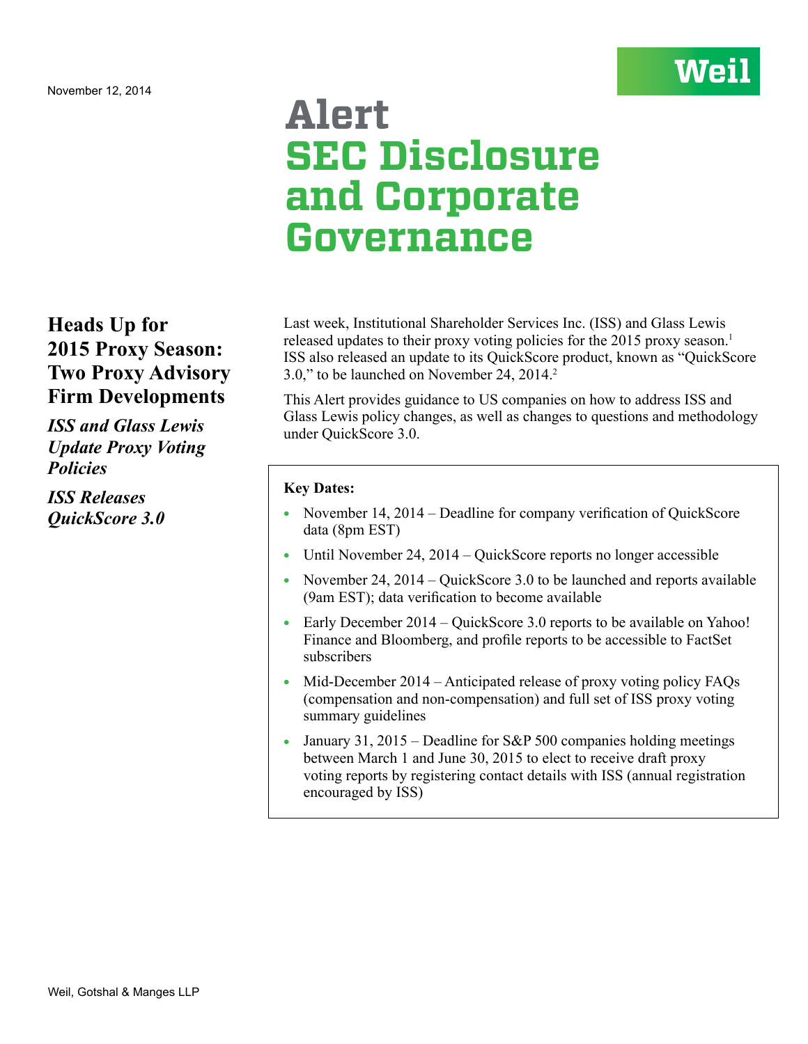November 12, 2014

Weil

# Alert
# SEC Disclosure and Corporate Governance

## Heads Up for 2015 Proxy Season: Two Proxy Advisory Firm Developments

***ISS and Glass Lewis Update Proxy Voting Policies***

***ISS Releases QuickScore 3.0***

Last week, Institutional Shareholder Services Inc. (ISS) and Glass Lewis released updates to their proxy voting policies for the 2015 proxy season.[1] ISS also released an update to its QuickScore product, known as "QuickScore 3.0," to be launched on November 24, 2014.[2]

This Alert provides guidance to US companies on how to address ISS and Glass Lewis policy changes, as well as changes to questions and methodology under QuickScore 3.0.

**Key Dates:**

- November 14, 2014 – Deadline for company verification of QuickScore data (8pm EST)
- Until November 24, 2014 – QuickScore reports no longer accessible
- November 24, 2014 – QuickScore 3.0 to be launched and reports available (9am EST); data verification to become available
- Early December 2014 – QuickScore 3.0 reports to be available on Yahoo! Finance and Bloomberg, and profile reports to be accessible to FactSet subscribers
- Mid-December 2014 – Anticipated release of proxy voting policy FAQs (compensation and non-compensation) and full set of ISS proxy voting summary guidelines
- January 31, 2015 – Deadline for S&P 500 companies holding meetings between March 1 and June 30, 2015 to elect to receive draft proxy voting reports by registering contact details with ISS (annual registration encouraged by ISS)

Weil, Gotshal & Manges LLP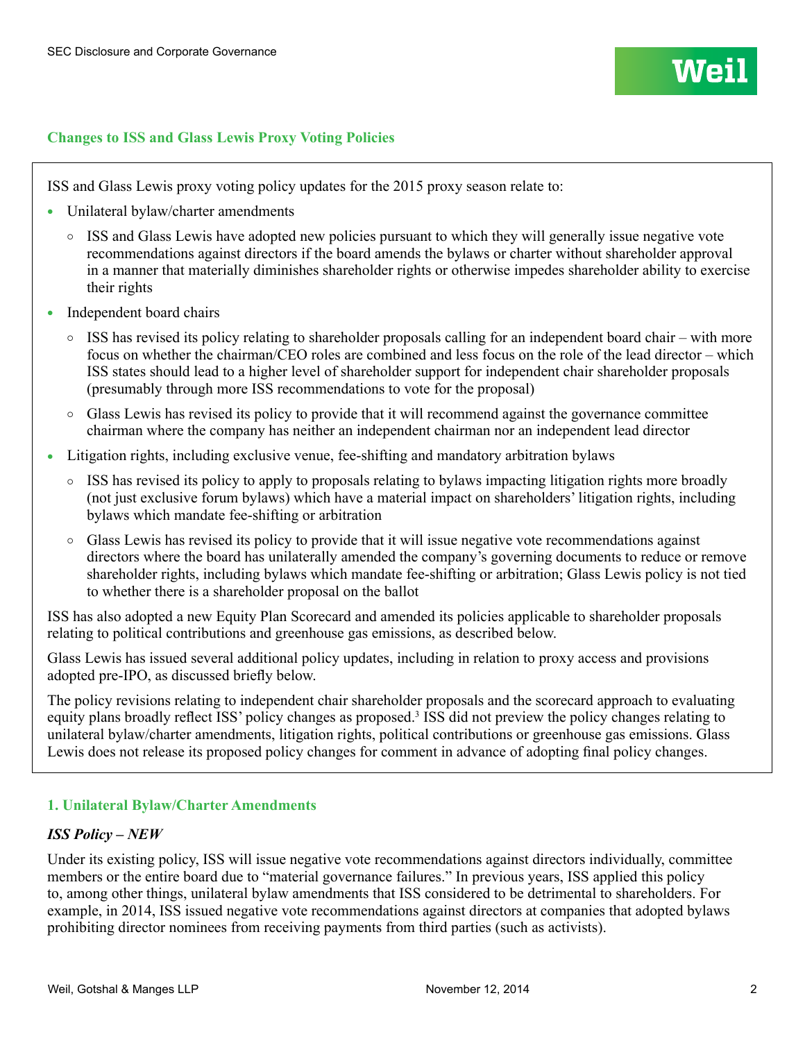## Changes to ISS and Glass Lewis Proxy Voting Policies

ISS and Glass Lewis proxy voting policy updates for the 2015 proxy season relate to:

- Unilateral bylaw/charter amendments
  - ISS and Glass Lewis have adopted new policies pursuant to which they will generally issue negative vote recommendations against directors if the board amends the bylaws or charter without shareholder approval in a manner that materially diminishes shareholder rights or otherwise impedes shareholder ability to exercise their rights
- Independent board chairs
  - ISS has revised its policy relating to shareholder proposals calling for an independent board chair – with more focus on whether the chairman/CEO roles are combined and less focus on the role of the lead director – which ISS states should lead to a higher level of shareholder support for independent chair shareholder proposals (presumably through more ISS recommendations to vote for the proposal)
  - Glass Lewis has revised its policy to provide that it will recommend against the governance committee chairman where the company has neither an independent chairman nor an independent lead director
- Litigation rights, including exclusive venue, fee-shifting and mandatory arbitration bylaws
  - ISS has revised its policy to apply to proposals relating to bylaws impacting litigation rights more broadly (not just exclusive forum bylaws) which have a material impact on shareholders' litigation rights, including bylaws which mandate fee-shifting or arbitration
  - Glass Lewis has revised its policy to provide that it will issue negative vote recommendations against directors where the board has unilaterally amended the company's governing documents to reduce or remove shareholder rights, including bylaws which mandate fee-shifting or arbitration; Glass Lewis policy is not tied to whether there is a shareholder proposal on the ballot

ISS has also adopted a new Equity Plan Scorecard and amended its policies applicable to shareholder proposals relating to political contributions and greenhouse gas emissions, as described below.

Glass Lewis has issued several additional policy updates, including in relation to proxy access and provisions adopted pre-IPO, as discussed briefly below.

The policy revisions relating to independent chair shareholder proposals and the scorecard approach to evaluating equity plans broadly reflect ISS' policy changes as proposed.[3] ISS did not preview the policy changes relating to unilateral bylaw/charter amendments, litigation rights, political contributions or greenhouse gas emissions. Glass Lewis does not release its proposed policy changes for comment in advance of adopting final policy changes.

## 1. Unilateral Bylaw/Charter Amendments

### *ISS Policy – NEW*

Under its existing policy, ISS will issue negative vote recommendations against directors individually, committee members or the entire board due to "material governance failures." In previous years, ISS applied this policy to, among other things, unilateral bylaw amendments that ISS considered to be detrimental to shareholders. For example, in 2014, ISS issued negative vote recommendations against directors at companies that adopted bylaws prohibiting director nominees from receiving payments from third parties (such as activists).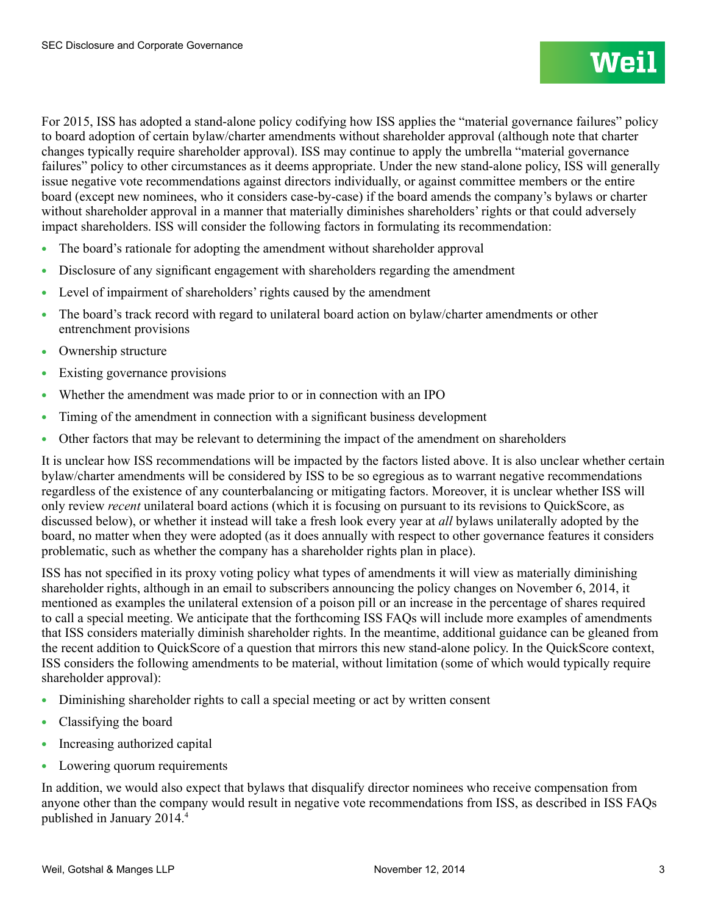For 2015, ISS has adopted a stand-alone policy codifying how ISS applies the "material governance failures" policy to board adoption of certain bylaw/charter amendments without shareholder approval (although note that charter changes typically require shareholder approval). ISS may continue to apply the umbrella "material governance failures" policy to other circumstances as it deems appropriate. Under the new stand-alone policy, ISS will generally issue negative vote recommendations against directors individually, or against committee members or the entire board (except new nominees, who it considers case-by-case) if the board amends the company's bylaws or charter without shareholder approval in a manner that materially diminishes shareholders' rights or that could adversely impact shareholders. ISS will consider the following factors in formulating its recommendation:

- The board's rationale for adopting the amendment without shareholder approval
- Disclosure of any significant engagement with shareholders regarding the amendment
- Level of impairment of shareholders' rights caused by the amendment
- The board's track record with regard to unilateral board action on bylaw/charter amendments or other entrenchment provisions
- Ownership structure
- Existing governance provisions
- Whether the amendment was made prior to or in connection with an IPO
- Timing of the amendment in connection with a significant business development
- Other factors that may be relevant to determining the impact of the amendment on shareholders

It is unclear how ISS recommendations will be impacted by the factors listed above. It is also unclear whether certain bylaw/charter amendments will be considered by ISS to be so egregious as to warrant negative recommendations regardless of the existence of any counterbalancing or mitigating factors. Moreover, it is unclear whether ISS will only review *recent* unilateral board actions (which it is focusing on pursuant to its revisions to QuickScore, as discussed below), or whether it instead will take a fresh look every year at *all* bylaws unilaterally adopted by the board, no matter when they were adopted (as it does annually with respect to other governance features it considers problematic, such as whether the company has a shareholder rights plan in place).

ISS has not specified in its proxy voting policy what types of amendments it will view as materially diminishing shareholder rights, although in an email to subscribers announcing the policy changes on November 6, 2014, it mentioned as examples the unilateral extension of a poison pill or an increase in the percentage of shares required to call a special meeting. We anticipate that the forthcoming ISS FAQs will include more examples of amendments that ISS considers materially diminish shareholder rights. In the meantime, additional guidance can be gleaned from the recent addition to QuickScore of a question that mirrors this new stand-alone policy. In the QuickScore context, ISS considers the following amendments to be material, without limitation (some of which would typically require shareholder approval):

- Diminishing shareholder rights to call a special meeting or act by written consent
- Classifying the board
- Increasing authorized capital
- Lowering quorum requirements

In addition, we would also expect that bylaws that disqualify director nominees who receive compensation from anyone other than the company would result in negative vote recommendations from ISS, as described in ISS FAQs published in January 2014.[4]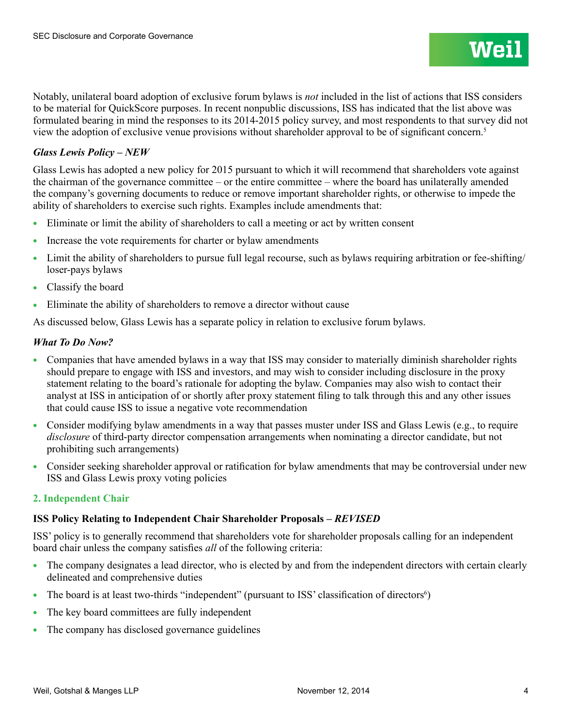Notably, unilateral board adoption of exclusive forum bylaws is *not* included in the list of actions that ISS considers to be material for QuickScore purposes. In recent nonpublic discussions, ISS has indicated that the list above was formulated bearing in mind the responses to its 2014-2015 policy survey, and most respondents to that survey did not view the adoption of exclusive venue provisions without shareholder approval to be of significant concern.[5]

### *Glass Lewis Policy – NEW*

Glass Lewis has adopted a new policy for 2015 pursuant to which it will recommend that shareholders vote against the chairman of the governance committee – or the entire committee – where the board has unilaterally amended the company's governing documents to reduce or remove important shareholder rights, or otherwise to impede the ability of shareholders to exercise such rights. Examples include amendments that:

- Eliminate or limit the ability of shareholders to call a meeting or act by written consent
- Increase the vote requirements for charter or bylaw amendments
- Limit the ability of shareholders to pursue full legal recourse, such as bylaws requiring arbitration or fee-shifting/loser-pays bylaws
- Classify the board
- Eliminate the ability of shareholders to remove a director without cause

As discussed below, Glass Lewis has a separate policy in relation to exclusive forum bylaws.

### *What To Do Now?*

- Companies that have amended bylaws in a way that ISS may consider to materially diminish shareholder rights should prepare to engage with ISS and investors, and may wish to consider including disclosure in the proxy statement relating to the board's rationale for adopting the bylaw. Companies may also wish to contact their analyst at ISS in anticipation of or shortly after proxy statement filing to talk through this and any other issues that could cause ISS to issue a negative vote recommendation
- Consider modifying bylaw amendments in a way that passes muster under ISS and Glass Lewis (e.g., to require *disclosure* of third-party director compensation arrangements when nominating a director candidate, but not prohibiting such arrangements)
- Consider seeking shareholder approval or ratification for bylaw amendments that may be controversial under new ISS and Glass Lewis proxy voting policies

## 2. Independent Chair

### ISS Policy Relating to Independent Chair Shareholder Proposals – *REVISED*

ISS' policy is to generally recommend that shareholders vote for shareholder proposals calling for an independent board chair unless the company satisfies *all* of the following criteria:

- The company designates a lead director, who is elected by and from the independent directors with certain clearly delineated and comprehensive duties
- The board is at least two-thirds "independent" (pursuant to ISS' classification of directors[6])
- The key board committees are fully independent
- The company has disclosed governance guidelines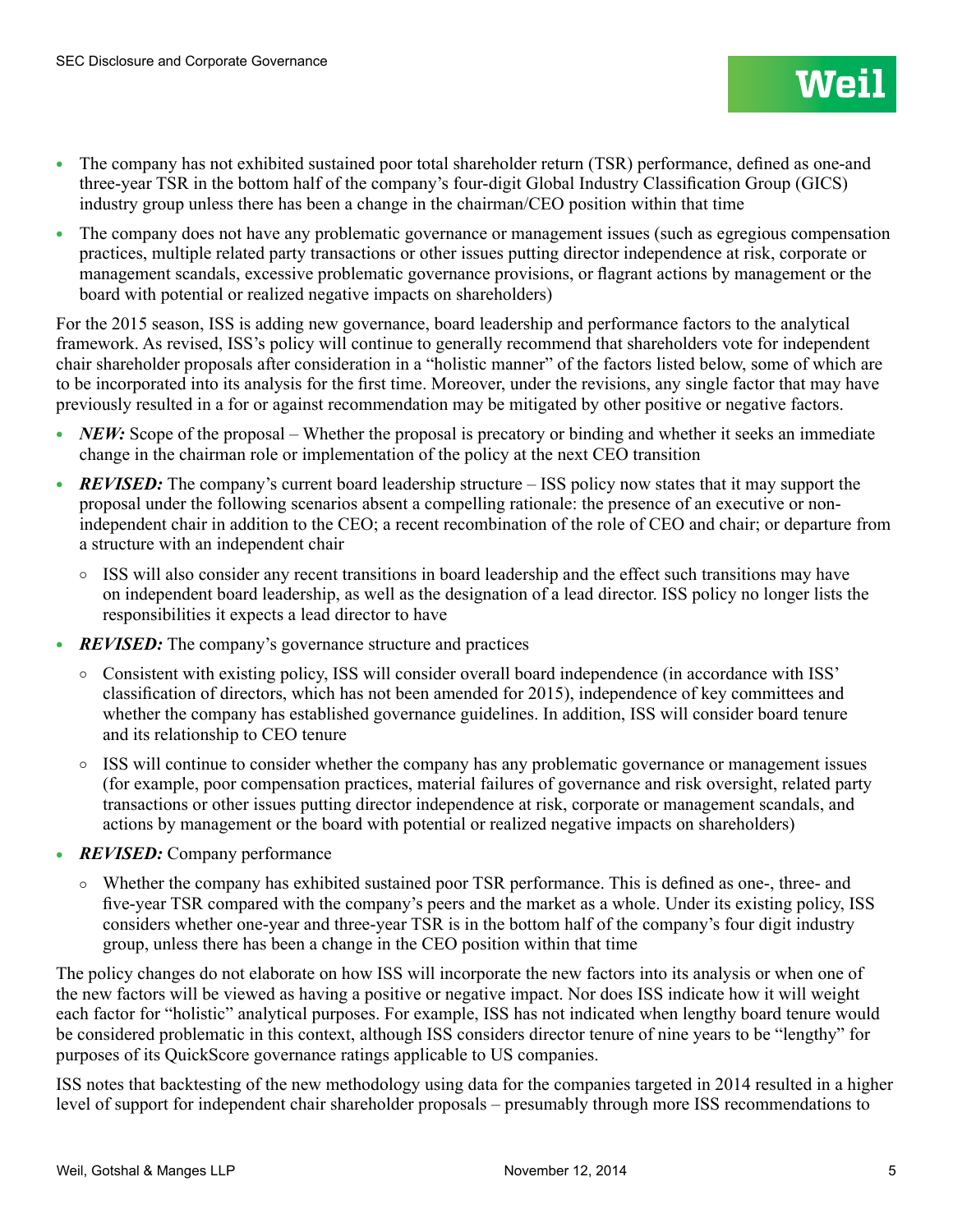- The company has not exhibited sustained poor total shareholder return (TSR) performance, defined as one-and three-year TSR in the bottom half of the company's four-digit Global Industry Classification Group (GICS) industry group unless there has been a change in the chairman/CEO position within that time
- The company does not have any problematic governance or management issues (such as egregious compensation practices, multiple related party transactions or other issues putting director independence at risk, corporate or management scandals, excessive problematic governance provisions, or flagrant actions by management or the board with potential or realized negative impacts on shareholders)

For the 2015 season, ISS is adding new governance, board leadership and performance factors to the analytical framework. As revised, ISS's policy will continue to generally recommend that shareholders vote for independent chair shareholder proposals after consideration in a "holistic manner" of the factors listed below, some of which are to be incorporated into its analysis for the first time. Moreover, under the revisions, any single factor that may have previously resulted in a for or against recommendation may be mitigated by other positive or negative factors.

- ***NEW:*** Scope of the proposal – Whether the proposal is precatory or binding and whether it seeks an immediate change in the chairman role or implementation of the policy at the next CEO transition
- ***REVISED:*** The company's current board leadership structure – ISS policy now states that it may support the proposal under the following scenarios absent a compelling rationale: the presence of an executive or non-independent chair in addition to the CEO; a recent recombination of the role of CEO and chair; or departure from a structure with an independent chair
  - ISS will also consider any recent transitions in board leadership and the effect such transitions may have on independent board leadership, as well as the designation of a lead director. ISS policy no longer lists the responsibilities it expects a lead director to have
- ***REVISED:*** The company's governance structure and practices
  - Consistent with existing policy, ISS will consider overall board independence (in accordance with ISS' classification of directors, which has not been amended for 2015), independence of key committees and whether the company has established governance guidelines. In addition, ISS will consider board tenure and its relationship to CEO tenure
  - ISS will continue to consider whether the company has any problematic governance or management issues (for example, poor compensation practices, material failures of governance and risk oversight, related party transactions or other issues putting director independence at risk, corporate or management scandals, and actions by management or the board with potential or realized negative impacts on shareholders)
- ***REVISED:*** Company performance
  - Whether the company has exhibited sustained poor TSR performance. This is defined as one-, three- and five-year TSR compared with the company's peers and the market as a whole. Under its existing policy, ISS considers whether one-year and three-year TSR is in the bottom half of the company's four digit industry group, unless there has been a change in the CEO position within that time

The policy changes do not elaborate on how ISS will incorporate the new factors into its analysis or when one of the new factors will be viewed as having a positive or negative impact. Nor does ISS indicate how it will weight each factor for "holistic" analytical purposes. For example, ISS has not indicated when lengthy board tenure would be considered problematic in this context, although ISS considers director tenure of nine years to be "lengthy" for purposes of its QuickScore governance ratings applicable to US companies.

ISS notes that backtesting of the new methodology using data for the companies targeted in 2014 resulted in a higher level of support for independent chair shareholder proposals – presumably through more ISS recommendations to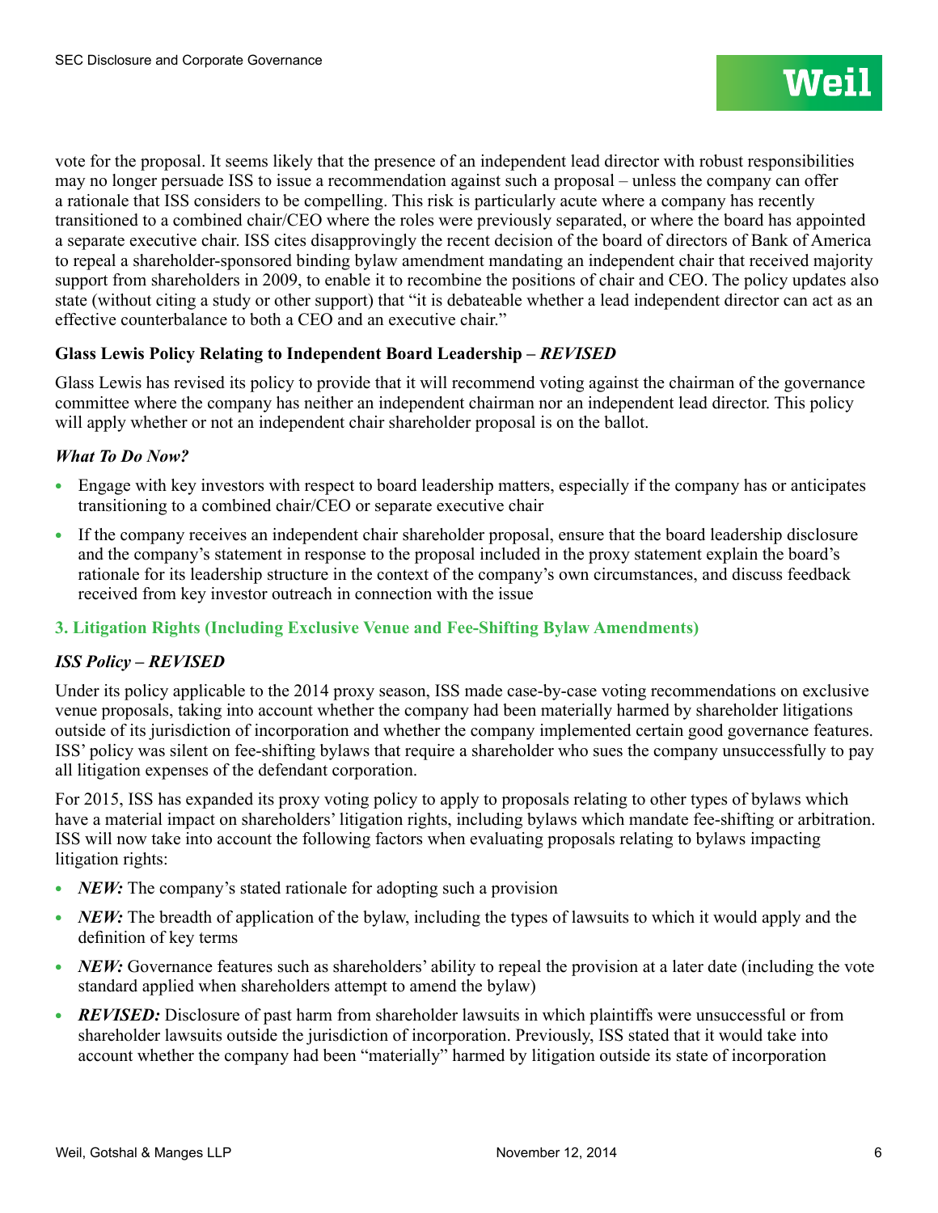vote for the proposal. It seems likely that the presence of an independent lead director with robust responsibilities may no longer persuade ISS to issue a recommendation against such a proposal – unless the company can offer a rationale that ISS considers to be compelling. This risk is particularly acute where a company has recently transitioned to a combined chair/CEO where the roles were previously separated, or where the board has appointed a separate executive chair. ISS cites disapprovingly the recent decision of the board of directors of Bank of America to repeal a shareholder-sponsored binding bylaw amendment mandating an independent chair that received majority support from shareholders in 2009, to enable it to recombine the positions of chair and CEO. The policy updates also state (without citing a study or other support) that "it is debateable whether a lead independent director can act as an effective counterbalance to both a CEO and an executive chair."

#### Glass Lewis Policy Relating to Independent Board Leadership – *REVISED*

Glass Lewis has revised its policy to provide that it will recommend voting against the chairman of the governance committee where the company has neither an independent chairman nor an independent lead director. This policy will apply whether or not an independent chair shareholder proposal is on the ballot.

#### *What To Do Now?*

- Engage with key investors with respect to board leadership matters, especially if the company has or anticipates transitioning to a combined chair/CEO or separate executive chair
- If the company receives an independent chair shareholder proposal, ensure that the board leadership disclosure and the company's statement in response to the proposal included in the proxy statement explain the board's rationale for its leadership structure in the context of the company's own circumstances, and discuss feedback received from key investor outreach in connection with the issue

### 3. Litigation Rights (Including Exclusive Venue and Fee-Shifting Bylaw Amendments)

#### *ISS Policy – REVISED*

Under its policy applicable to the 2014 proxy season, ISS made case-by-case voting recommendations on exclusive venue proposals, taking into account whether the company had been materially harmed by shareholder litigations outside of its jurisdiction of incorporation and whether the company implemented certain good governance features. ISS' policy was silent on fee-shifting bylaws that require a shareholder who sues the company unsuccessfully to pay all litigation expenses of the defendant corporation.

For 2015, ISS has expanded its proxy voting policy to apply to proposals relating to other types of bylaws which have a material impact on shareholders' litigation rights, including bylaws which mandate fee-shifting or arbitration. ISS will now take into account the following factors when evaluating proposals relating to bylaws impacting litigation rights:

- ***NEW:*** The company's stated rationale for adopting such a provision
- ***NEW:*** The breadth of application of the bylaw, including the types of lawsuits to which it would apply and the definition of key terms
- ***NEW:*** Governance features such as shareholders' ability to repeal the provision at a later date (including the vote standard applied when shareholders attempt to amend the bylaw)
- ***REVISED:*** Disclosure of past harm from shareholder lawsuits in which plaintiffs were unsuccessful or from shareholder lawsuits outside the jurisdiction of incorporation. Previously, ISS stated that it would take into account whether the company had been "materially" harmed by litigation outside its state of incorporation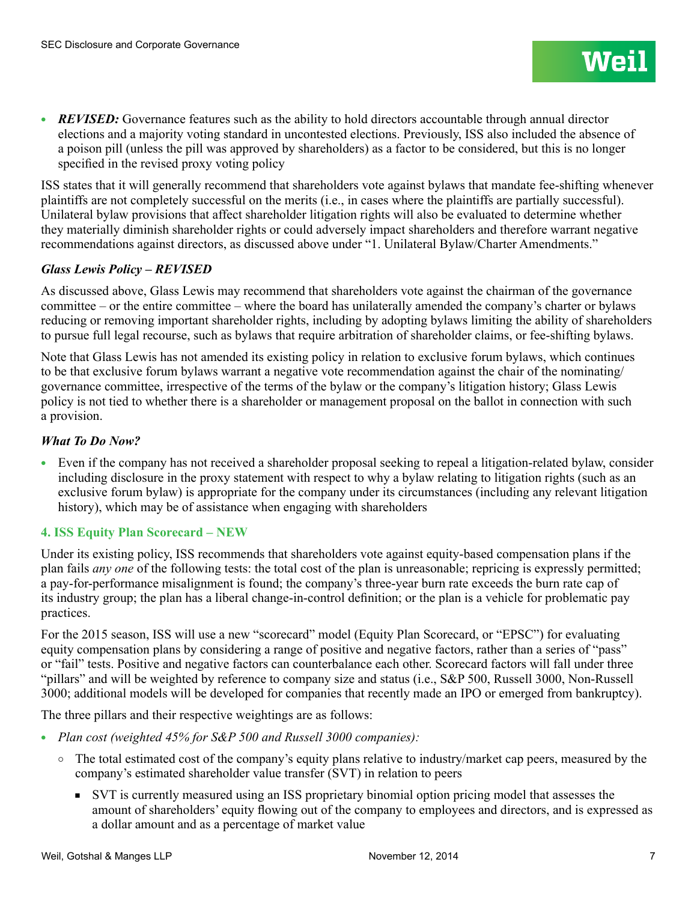- ***REVISED:*** Governance features such as the ability to hold directors accountable through annual director elections and a majority voting standard in uncontested elections. Previously, ISS also included the absence of a poison pill (unless the pill was approved by shareholders) as a factor to be considered, but this is no longer specified in the revised proxy voting policy

ISS states that it will generally recommend that shareholders vote against bylaws that mandate fee-shifting whenever plaintiffs are not completely successful on the merits (i.e., in cases where the plaintiffs are partially successful). Unilateral bylaw provisions that affect shareholder litigation rights will also be evaluated to determine whether they materially diminish shareholder rights or could adversely impact shareholders and therefore warrant negative recommendations against directors, as discussed above under "1. Unilateral Bylaw/Charter Amendments."

***Glass Lewis Policy – REVISED***

As discussed above, Glass Lewis may recommend that shareholders vote against the chairman of the governance committee – or the entire committee – where the board has unilaterally amended the company's charter or bylaws reducing or removing important shareholder rights, including by adopting bylaws limiting the ability of shareholders to pursue full legal recourse, such as bylaws that require arbitration of shareholder claims, or fee-shifting bylaws.

Note that Glass Lewis has not amended its existing policy in relation to exclusive forum bylaws, which continues to be that exclusive forum bylaws warrant a negative vote recommendation against the chair of the nominating/governance committee, irrespective of the terms of the bylaw or the company's litigation history; Glass Lewis policy is not tied to whether there is a shareholder or management proposal on the ballot in connection with such a provision.

***What To Do Now?***

- Even if the company has not received a shareholder proposal seeking to repeal a litigation-related bylaw, consider including disclosure in the proxy statement with respect to why a bylaw relating to litigation rights (such as an exclusive forum bylaw) is appropriate for the company under its circumstances (including any relevant litigation history), which may be of assistance when engaging with shareholders

### 4. ISS Equity Plan Scorecard – NEW

Under its existing policy, ISS recommends that shareholders vote against equity-based compensation plans if the plan fails *any one* of the following tests: the total cost of the plan is unreasonable; repricing is expressly permitted; a pay-for-performance misalignment is found; the company's three-year burn rate exceeds the burn rate cap of its industry group; the plan has a liberal change-in-control definition; or the plan is a vehicle for problematic pay practices.

For the 2015 season, ISS will use a new "scorecard" model (Equity Plan Scorecard, or "EPSC") for evaluating equity compensation plans by considering a range of positive and negative factors, rather than a series of "pass" or "fail" tests. Positive and negative factors can counterbalance each other. Scorecard factors will fall under three "pillars" and will be weighted by reference to company size and status (i.e., S&P 500, Russell 3000, Non-Russell 3000; additional models will be developed for companies that recently made an IPO or emerged from bankruptcy).

The three pillars and their respective weightings are as follows:

- *Plan cost (weighted 45% for S&P 500 and Russell 3000 companies):*
  - The total estimated cost of the company's equity plans relative to industry/market cap peers, measured by the company's estimated shareholder value transfer (SVT) in relation to peers
    - SVT is currently measured using an ISS proprietary binomial option pricing model that assesses the amount of shareholders' equity flowing out of the company to employees and directors, and is expressed as a dollar amount and as a percentage of market value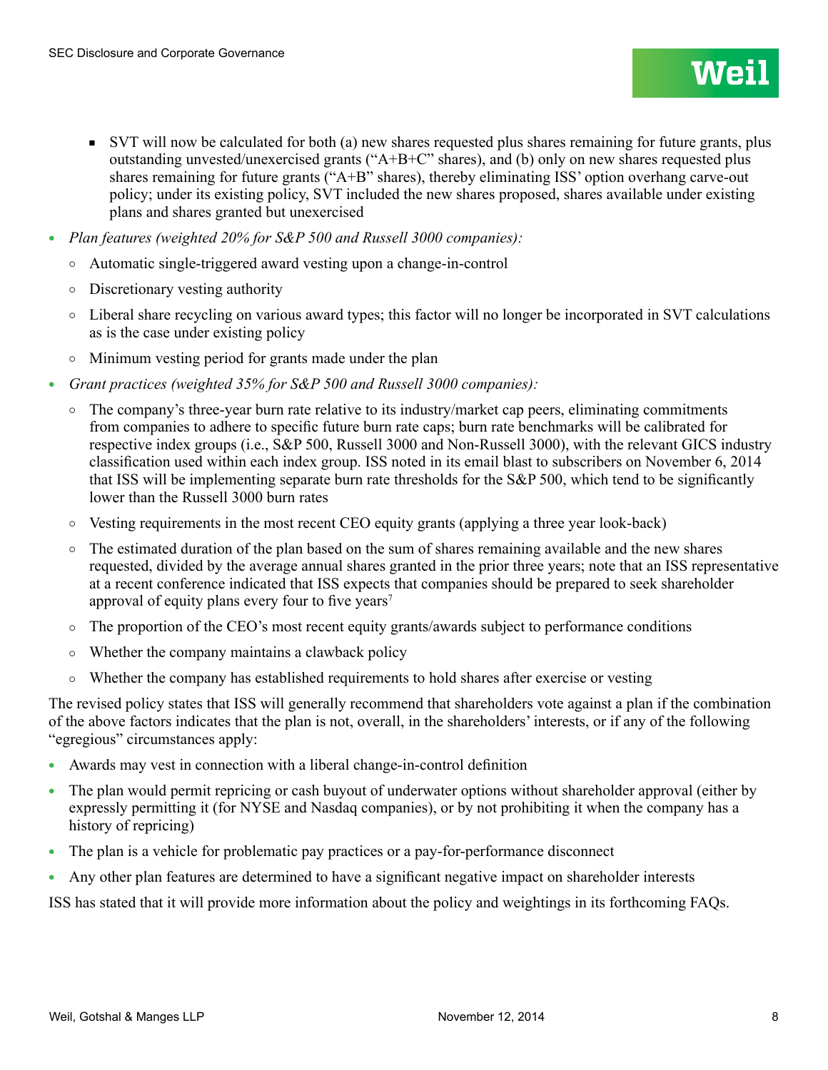- SVT will now be calculated for both (a) new shares requested plus shares remaining for future grants, plus outstanding unvested/unexercised grants ("A+B+C" shares), and (b) only on new shares requested plus shares remaining for future grants ("A+B" shares), thereby eliminating ISS' option overhang carve-out policy; under its existing policy, SVT included the new shares proposed, shares available under existing plans and shares granted but unexercised

- *Plan features (weighted 20% for S&P 500 and Russell 3000 companies):*
  - Automatic single-triggered award vesting upon a change-in-control
  - Discretionary vesting authority
  - Liberal share recycling on various award types; this factor will no longer be incorporated in SVT calculations as is the case under existing policy
  - Minimum vesting period for grants made under the plan
- *Grant practices (weighted 35% for S&P 500 and Russell 3000 companies):*
  - The company's three-year burn rate relative to its industry/market cap peers, eliminating commitments from companies to adhere to specific future burn rate caps; burn rate benchmarks will be calibrated for respective index groups (i.e., S&P 500, Russell 3000 and Non-Russell 3000), with the relevant GICS industry classification used within each index group. ISS noted in its email blast to subscribers on November 6, 2014 that ISS will be implementing separate burn rate thresholds for the S&P 500, which tend to be significantly lower than the Russell 3000 burn rates
  - Vesting requirements in the most recent CEO equity grants (applying a three year look-back)
  - The estimated duration of the plan based on the sum of shares remaining available and the new shares requested, divided by the average annual shares granted in the prior three years; note that an ISS representative at a recent conference indicated that ISS expects that companies should be prepared to seek shareholder approval of equity plans every four to five years[7]
  - The proportion of the CEO's most recent equity grants/awards subject to performance conditions
  - Whether the company maintains a clawback policy
  - Whether the company has established requirements to hold shares after exercise or vesting

The revised policy states that ISS will generally recommend that shareholders vote against a plan if the combination of the above factors indicates that the plan is not, overall, in the shareholders' interests, or if any of the following "egregious" circumstances apply:

- Awards may vest in connection with a liberal change-in-control definition
- The plan would permit repricing or cash buyout of underwater options without shareholder approval (either by expressly permitting it (for NYSE and Nasdaq companies), or by not prohibiting it when the company has a history of repricing)
- The plan is a vehicle for problematic pay practices or a pay-for-performance disconnect
- Any other plan features are determined to have a significant negative impact on shareholder interests

ISS has stated that it will provide more information about the policy and weightings in its forthcoming FAQs.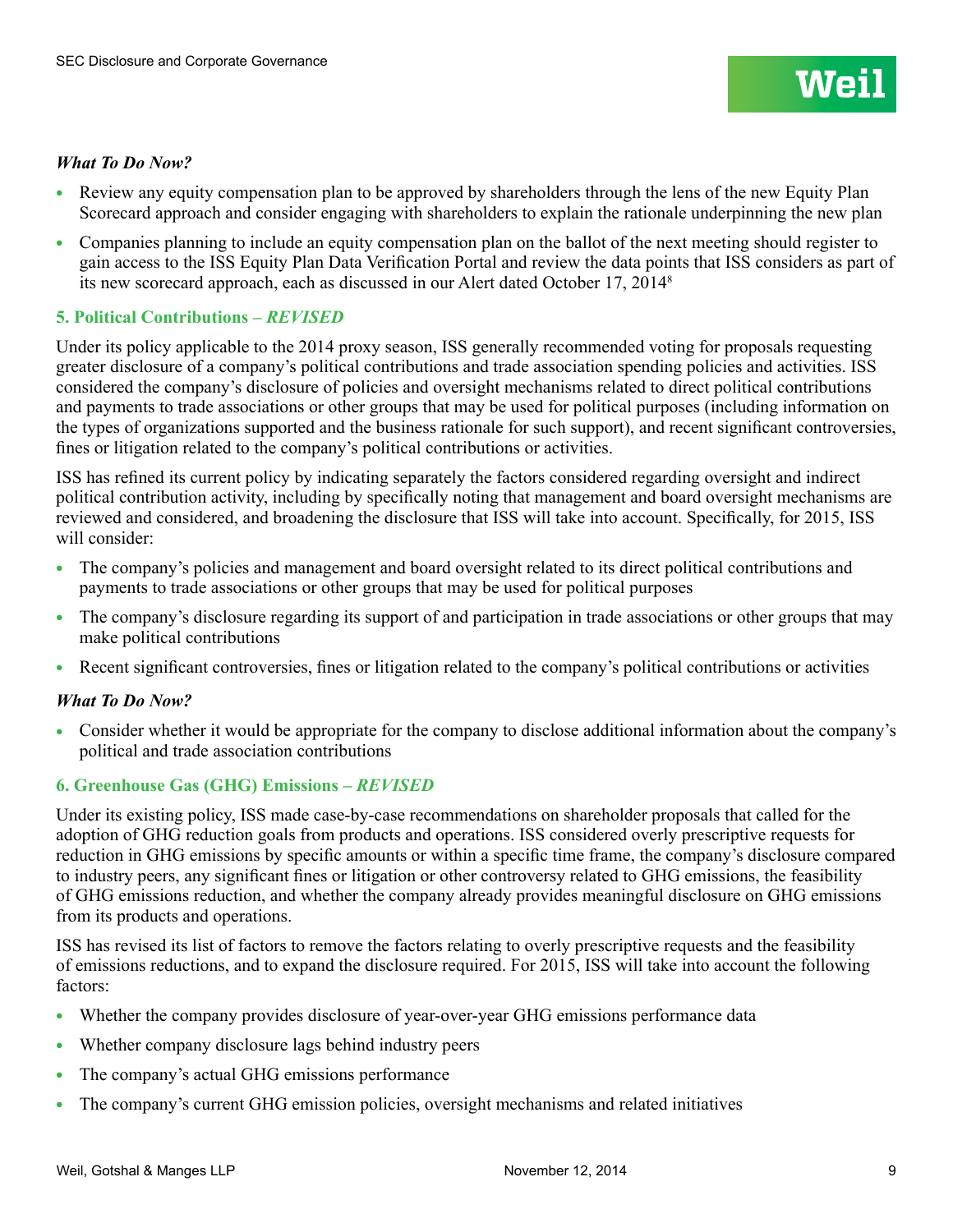*What To Do Now?*

- Review any equity compensation plan to be approved by shareholders through the lens of the new Equity Plan Scorecard approach and consider engaging with shareholders to explain the rationale underpinning the new plan
- Companies planning to include an equity compensation plan on the ballot of the next meeting should register to gain access to the ISS Equity Plan Data Verification Portal and review the data points that ISS considers as part of its new scorecard approach, each as discussed in our Alert dated October 17, 2014[8]

### 5. Political Contributions – *REVISED*

Under its policy applicable to the 2014 proxy season, ISS generally recommended voting for proposals requesting greater disclosure of a company's political contributions and trade association spending policies and activities. ISS considered the company's disclosure of policies and oversight mechanisms related to direct political contributions and payments to trade associations or other groups that may be used for political purposes (including information on the types of organizations supported and the business rationale for such support), and recent significant controversies, fines or litigation related to the company's political contributions or activities.

ISS has refined its current policy by indicating separately the factors considered regarding oversight and indirect political contribution activity, including by specifically noting that management and board oversight mechanisms are reviewed and considered, and broadening the disclosure that ISS will take into account. Specifically, for 2015, ISS will consider:

- The company's policies and management and board oversight related to its direct political contributions and payments to trade associations or other groups that may be used for political purposes
- The company's disclosure regarding its support of and participation in trade associations or other groups that may make political contributions
- Recent significant controversies, fines or litigation related to the company's political contributions or activities

*What To Do Now?*

- Consider whether it would be appropriate for the company to disclose additional information about the company's political and trade association contributions

### 6. Greenhouse Gas (GHG) Emissions – *REVISED*

Under its existing policy, ISS made case-by-case recommendations on shareholder proposals that called for the adoption of GHG reduction goals from products and operations. ISS considered overly prescriptive requests for reduction in GHG emissions by specific amounts or within a specific time frame, the company's disclosure compared to industry peers, any significant fines or litigation or other controversy related to GHG emissions, the feasibility of GHG emissions reduction, and whether the company already provides meaningful disclosure on GHG emissions from its products and operations.

ISS has revised its list of factors to remove the factors relating to overly prescriptive requests and the feasibility of emissions reductions, and to expand the disclosure required. For 2015, ISS will take into account the following factors:

- Whether the company provides disclosure of year-over-year GHG emissions performance data
- Whether company disclosure lags behind industry peers
- The company's actual GHG emissions performance
- The company's current GHG emission policies, oversight mechanisms and related initiatives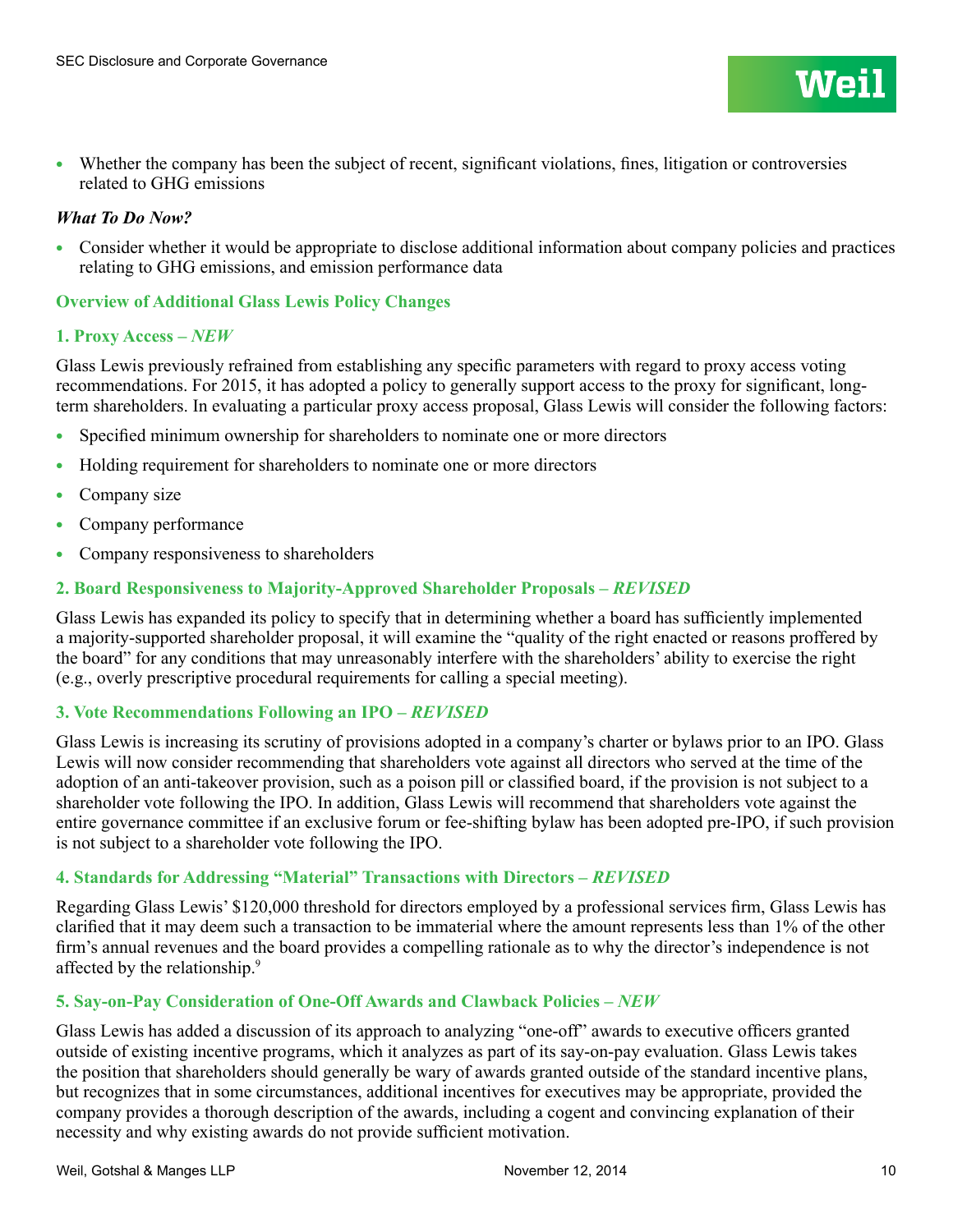- Whether the company has been the subject of recent, significant violations, fines, litigation or controversies related to GHG emissions

***What To Do Now?***

- Consider whether it would be appropriate to disclose additional information about company policies and practices relating to GHG emissions, and emission performance data

### Overview of Additional Glass Lewis Policy Changes

#### 1. Proxy Access – *NEW*

Glass Lewis previously refrained from establishing any specific parameters with regard to proxy access voting recommendations. For 2015, it has adopted a policy to generally support access to the proxy for significant, long-term shareholders. In evaluating a particular proxy access proposal, Glass Lewis will consider the following factors:

- Specified minimum ownership for shareholders to nominate one or more directors
- Holding requirement for shareholders to nominate one or more directors
- Company size
- Company performance
- Company responsiveness to shareholders

#### 2. Board Responsiveness to Majority-Approved Shareholder Proposals – *REVISED*

Glass Lewis has expanded its policy to specify that in determining whether a board has sufficiently implemented a majority-supported shareholder proposal, it will examine the "quality of the right enacted or reasons proffered by the board" for any conditions that may unreasonably interfere with the shareholders' ability to exercise the right (e.g., overly prescriptive procedural requirements for calling a special meeting).

#### 3. Vote Recommendations Following an IPO – *REVISED*

Glass Lewis is increasing its scrutiny of provisions adopted in a company's charter or bylaws prior to an IPO. Glass Lewis will now consider recommending that shareholders vote against all directors who served at the time of the adoption of an anti-takeover provision, such as a poison pill or classified board, if the provision is not subject to a shareholder vote following the IPO. In addition, Glass Lewis will recommend that shareholders vote against the entire governance committee if an exclusive forum or fee-shifting bylaw has been adopted pre-IPO, if such provision is not subject to a shareholder vote following the IPO.

#### 4. Standards for Addressing "Material" Transactions with Directors – *REVISED*

Regarding Glass Lewis' $120,000 threshold for directors employed by a professional services firm, Glass Lewis has clarified that it may deem such a transaction to be immaterial where the amount represents less than 1% of the other firm's annual revenues and the board provides a compelling rationale as to why the director's independence is not affected by the relationship.[9]

#### 5. Say-on-Pay Consideration of One-Off Awards and Clawback Policies – *NEW*

Glass Lewis has added a discussion of its approach to analyzing "one-off" awards to executive officers granted outside of existing incentive programs, which it analyzes as part of its say-on-pay evaluation. Glass Lewis takes the position that shareholders should generally be wary of awards granted outside of the standard incentive plans, but recognizes that in some circumstances, additional incentives for executives may be appropriate, provided the company provides a thorough description of the awards, including a cogent and convincing explanation of their necessity and why existing awards do not provide sufficient motivation.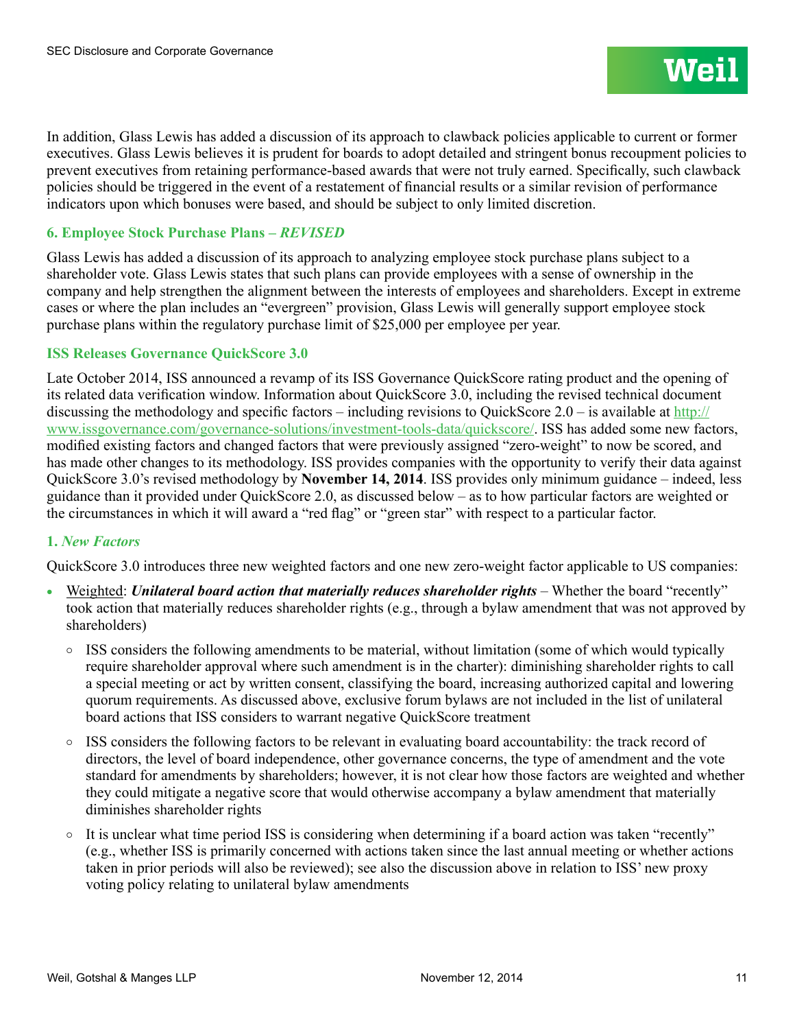In addition, Glass Lewis has added a discussion of its approach to clawback policies applicable to current or former executives. Glass Lewis believes it is prudent for boards to adopt detailed and stringent bonus recoupment policies to prevent executives from retaining performance-based awards that were not truly earned. Specifically, such clawback policies should be triggered in the event of a restatement of financial results or a similar revision of performance indicators upon which bonuses were based, and should be subject to only limited discretion.

### 6. Employee Stock Purchase Plans – *REVISED*

Glass Lewis has added a discussion of its approach to analyzing employee stock purchase plans subject to a shareholder vote. Glass Lewis states that such plans can provide employees with a sense of ownership in the company and help strengthen the alignment between the interests of employees and shareholders. Except in extreme cases or where the plan includes an "evergreen" provision, Glass Lewis will generally support employee stock purchase plans within the regulatory purchase limit of $25,000 per employee per year.

## ISS Releases Governance QuickScore 3.0

Late October 2014, ISS announced a revamp of its ISS Governance QuickScore rating product and the opening of its related data verification window. Information about QuickScore 3.0, including the revised technical document discussing the methodology and specific factors – including revisions to QuickScore 2.0 – is available at [http://www.issgovernance.com/governance-solutions/investment-tools-data/quickscore/](http://www.issgovernance.com/governance-solutions/investment-tools-data/quickscore/). ISS has added some new factors, modified existing factors and changed factors that were previously assigned "zero-weight" to now be scored, and has made other changes to its methodology. ISS provides companies with the opportunity to verify their data against QuickScore 3.0's revised methodology by **November 14, 2014**. ISS provides only minimum guidance – indeed, less guidance than it provided under QuickScore 2.0, as discussed below – as to how particular factors are weighted or the circumstances in which it will award a "red flag" or "green star" with respect to a particular factor.

### 1. *New Factors*

QuickScore 3.0 introduces three new weighted factors and one new zero-weight factor applicable to US companies:

- <u>Weighted</u>: ***Unilateral board action that materially reduces shareholder rights*** – Whether the board "recently" took action that materially reduces shareholder rights (e.g., through a bylaw amendment that was not approved by shareholders)
  - ISS considers the following amendments to be material, without limitation (some of which would typically require shareholder approval where such amendment is in the charter): diminishing shareholder rights to call a special meeting or act by written consent, classifying the board, increasing authorized capital and lowering quorum requirements. As discussed above, exclusive forum bylaws are not included in the list of unilateral board actions that ISS considers to warrant negative QuickScore treatment
  - ISS considers the following factors to be relevant in evaluating board accountability: the track record of directors, the level of board independence, other governance concerns, the type of amendment and the vote standard for amendments by shareholders; however, it is not clear how those factors are weighted and whether they could mitigate a negative score that would otherwise accompany a bylaw amendment that materially diminishes shareholder rights
  - It is unclear what time period ISS is considering when determining if a board action was taken "recently" (e.g., whether ISS is primarily concerned with actions taken since the last annual meeting or whether actions taken in prior periods will also be reviewed); see also the discussion above in relation to ISS' new proxy voting policy relating to unilateral bylaw amendments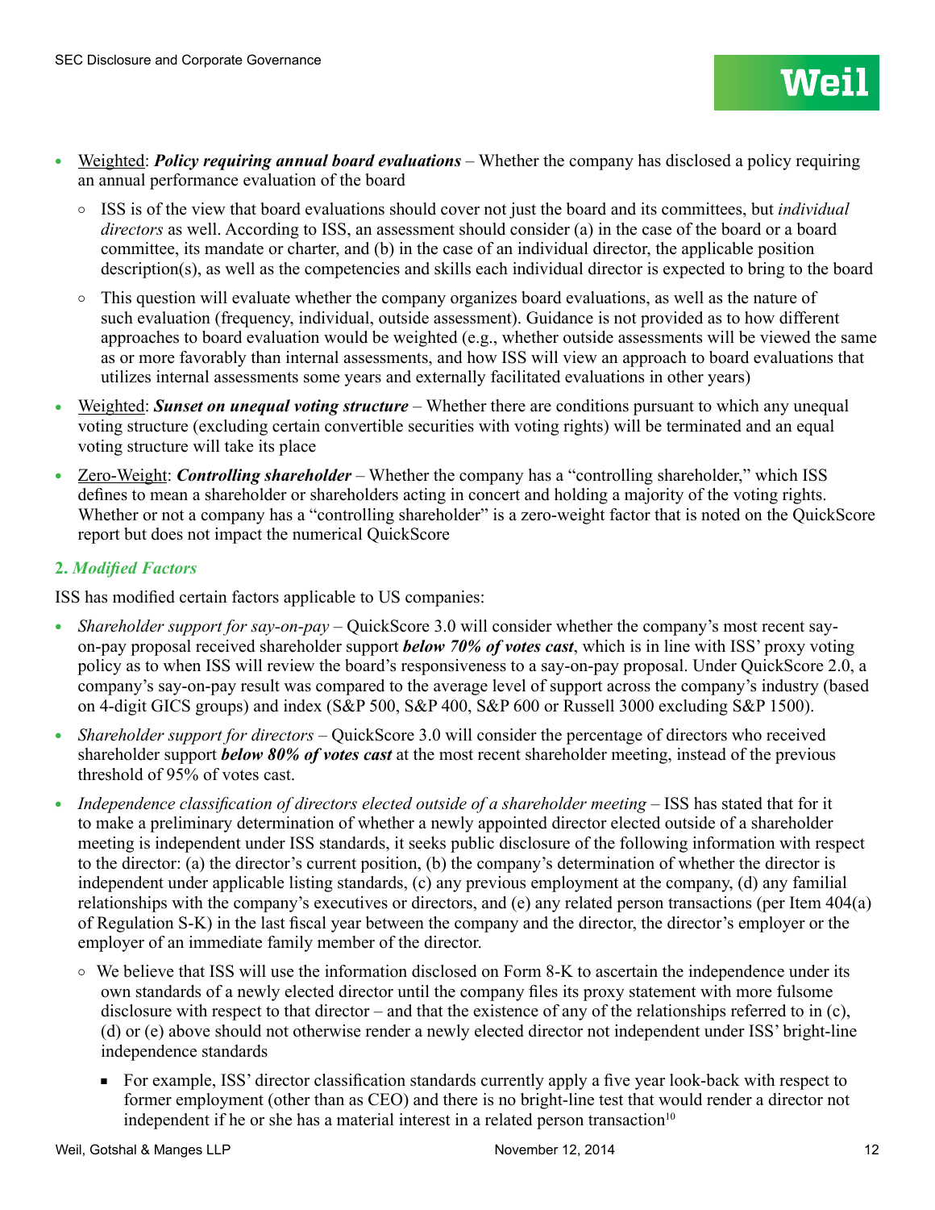- Weighted: ***Policy requiring annual board evaluations*** – Whether the company has disclosed a policy requiring an annual performance evaluation of the board
  - ISS is of the view that board evaluations should cover not just the board and its committees, but *individual directors* as well. According to ISS, an assessment should consider (a) in the case of the board or a board committee, its mandate or charter, and (b) in the case of an individual director, the applicable position description(s), as well as the competencies and skills each individual director is expected to bring to the board
  - This question will evaluate whether the company organizes board evaluations, as well as the nature of such evaluation (frequency, individual, outside assessment). Guidance is not provided as to how different approaches to board evaluation would be weighted (e.g., whether outside assessments will be viewed the same as or more favorably than internal assessments, and how ISS will view an approach to board evaluations that utilizes internal assessments some years and externally facilitated evaluations in other years)
- Weighted: ***Sunset on unequal voting structure*** – Whether there are conditions pursuant to which any unequal voting structure (excluding certain convertible securities with voting rights) will be terminated and an equal voting structure will take its place
- Zero-Weight: ***Controlling shareholder*** – Whether the company has a "controlling shareholder," which ISS defines to mean a shareholder or shareholders acting in concert and holding a majority of the voting rights. Whether or not a company has a "controlling shareholder" is a zero-weight factor that is noted on the QuickScore report but does not impact the numerical QuickScore

### 2. *Modified Factors*

ISS has modified certain factors applicable to US companies:

- *Shareholder support for say-on-pay* – QuickScore 3.0 will consider whether the company's most recent say-on-pay proposal received shareholder support ***below 70% of votes cast***, which is in line with ISS' proxy voting policy as to when ISS will review the board's responsiveness to a say-on-pay proposal. Under QuickScore 2.0, a company's say-on-pay result was compared to the average level of support across the company's industry (based on 4-digit GICS groups) and index (S&P 500, S&P 400, S&P 600 or Russell 3000 excluding S&P 1500).
- *Shareholder support for directors* – QuickScore 3.0 will consider the percentage of directors who received shareholder support ***below 80% of votes cast*** at the most recent shareholder meeting, instead of the previous threshold of 95% of votes cast.
- *Independence classification of directors elected outside of a shareholder meeting* – ISS has stated that for it to make a preliminary determination of whether a newly appointed director elected outside of a shareholder meeting is independent under ISS standards, it seeks public disclosure of the following information with respect to the director: (a) the director's current position, (b) the company's determination of whether the director is independent under applicable listing standards, (c) any previous employment at the company, (d) any familial relationships with the company's executives or directors, and (e) any related person transactions (per Item 404(a) of Regulation S-K) in the last fiscal year between the company and the director, the director's employer or the employer of an immediate family member of the director.
  - We believe that ISS will use the information disclosed on Form 8-K to ascertain the independence under its own standards of a newly elected director until the company files its proxy statement with more fulsome disclosure with respect to that director – and that the existence of any of the relationships referred to in (c), (d) or (e) above should not otherwise render a newly elected director not independent under ISS' bright-line independence standards
    - For example, ISS' director classification standards currently apply a five year look-back with respect to former employment (other than as CEO) and there is no bright-line test that would render a director not independent if he or she has a material interest in a related person transaction[10]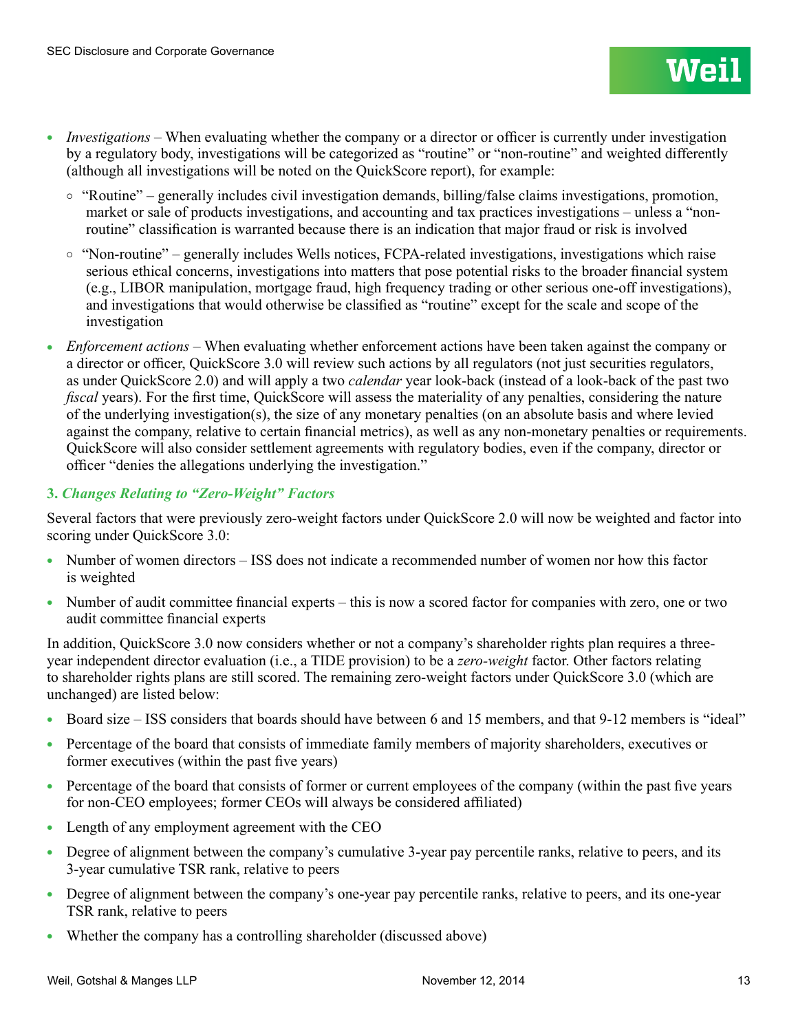- *Investigations* – When evaluating whether the company or a director or officer is currently under investigation by a regulatory body, investigations will be categorized as "routine" or "non-routine" and weighted differently (although all investigations will be noted on the QuickScore report), for example:
  - "Routine" – generally includes civil investigation demands, billing/false claims investigations, promotion, market or sale of products investigations, and accounting and tax practices investigations – unless a "non-routine" classification is warranted because there is an indication that major fraud or risk is involved
  - "Non-routine" – generally includes Wells notices, FCPA-related investigations, investigations which raise serious ethical concerns, investigations into matters that pose potential risks to the broader financial system (e.g., LIBOR manipulation, mortgage fraud, high frequency trading or other serious one-off investigations), and investigations that would otherwise be classified as "routine" except for the scale and scope of the investigation
- *Enforcement actions* – When evaluating whether enforcement actions have been taken against the company or a director or officer, QuickScore 3.0 will review such actions by all regulators (not just securities regulators, as under QuickScore 2.0) and will apply a two *calendar* year look-back (instead of a look-back of the past two *fiscal* years). For the first time, QuickScore will assess the materiality of any penalties, considering the nature of the underlying investigation(s), the size of any monetary penalties (on an absolute basis and where levied against the company, relative to certain financial metrics), as well as any non-monetary penalties or requirements. QuickScore will also consider settlement agreements with regulatory bodies, even if the company, director or officer "denies the allegations underlying the investigation."

### 3. *Changes Relating to "Zero-Weight" Factors*

Several factors that were previously zero-weight factors under QuickScore 2.0 will now be weighted and factor into scoring under QuickScore 3.0:

- Number of women directors – ISS does not indicate a recommended number of women nor how this factor is weighted
- Number of audit committee financial experts – this is now a scored factor for companies with zero, one or two audit committee financial experts

In addition, QuickScore 3.0 now considers whether or not a company's shareholder rights plan requires a three-year independent director evaluation (i.e., a TIDE provision) to be a *zero-weight* factor. Other factors relating to shareholder rights plans are still scored. The remaining zero-weight factors under QuickScore 3.0 (which are unchanged) are listed below:

- Board size – ISS considers that boards should have between 6 and 15 members, and that 9-12 members is "ideal"
- Percentage of the board that consists of immediate family members of majority shareholders, executives or former executives (within the past five years)
- Percentage of the board that consists of former or current employees of the company (within the past five years for non-CEO employees; former CEOs will always be considered affiliated)
- Length of any employment agreement with the CEO
- Degree of alignment between the company's cumulative 3-year pay percentile ranks, relative to peers, and its 3-year cumulative TSR rank, relative to peers
- Degree of alignment between the company's one-year pay percentile ranks, relative to peers, and its one-year TSR rank, relative to peers
- Whether the company has a controlling shareholder (discussed above)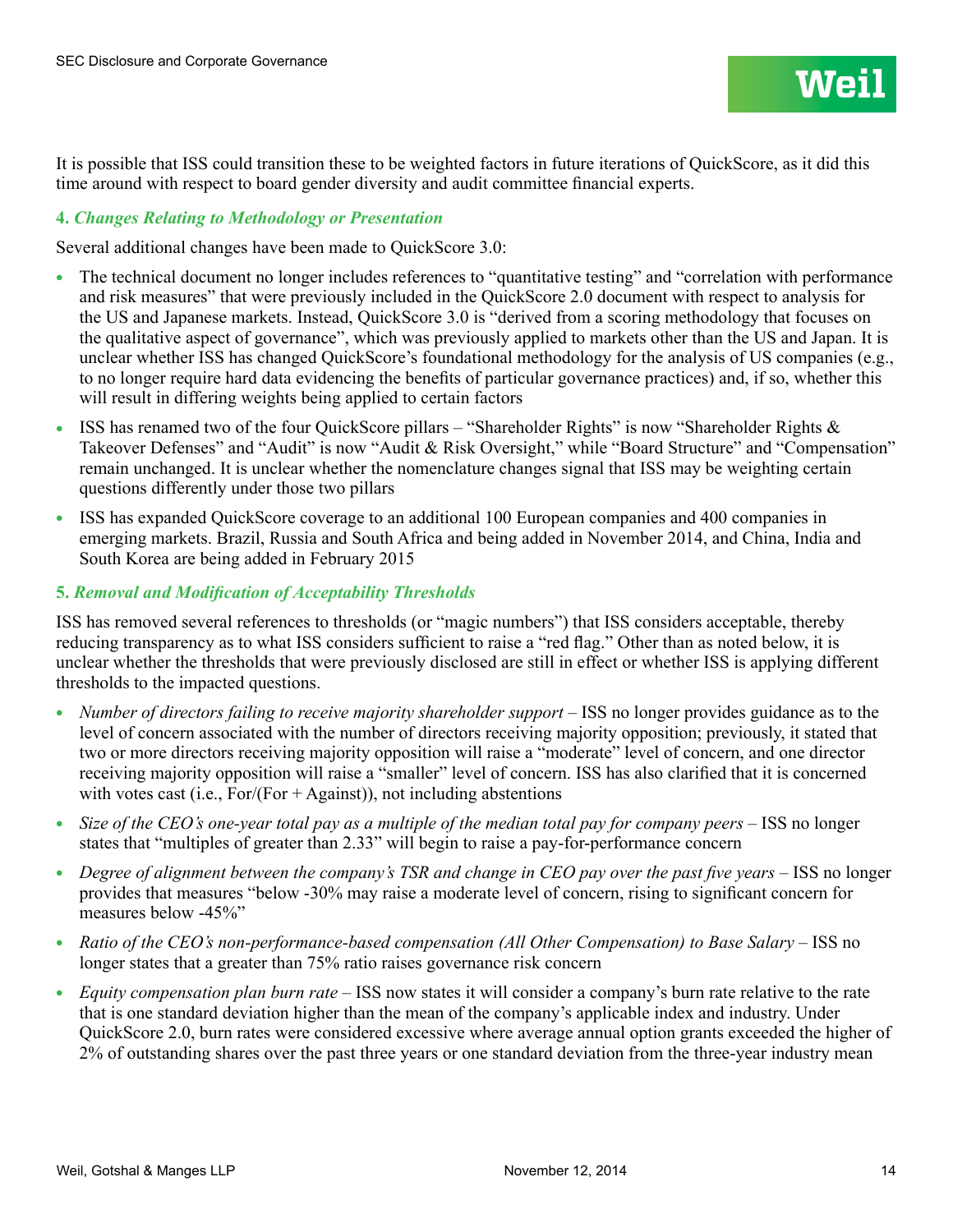It is possible that ISS could transition these to be weighted factors in future iterations of QuickScore, as it did this time around with respect to board gender diversity and audit committee financial experts.

#### 4. *Changes Relating to Methodology or Presentation*

Several additional changes have been made to QuickScore 3.0:

- The technical document no longer includes references to "quantitative testing" and "correlation with performance and risk measures" that were previously included in the QuickScore 2.0 document with respect to analysis for the US and Japanese markets. Instead, QuickScore 3.0 is "derived from a scoring methodology that focuses on the qualitative aspect of governance", which was previously applied to markets other than the US and Japan. It is unclear whether ISS has changed QuickScore's foundational methodology for the analysis of US companies (e.g., to no longer require hard data evidencing the benefits of particular governance practices) and, if so, whether this will result in differing weights being applied to certain factors
- ISS has renamed two of the four QuickScore pillars – "Shareholder Rights" is now "Shareholder Rights & Takeover Defenses" and "Audit" is now "Audit & Risk Oversight," while "Board Structure" and "Compensation" remain unchanged. It is unclear whether the nomenclature changes signal that ISS may be weighting certain questions differently under those two pillars
- ISS has expanded QuickScore coverage to an additional 100 European companies and 400 companies in emerging markets. Brazil, Russia and South Africa and being added in November 2014, and China, India and South Korea are being added in February 2015

#### 5. *Removal and Modification of Acceptability Thresholds*

ISS has removed several references to thresholds (or "magic numbers") that ISS considers acceptable, thereby reducing transparency as to what ISS considers sufficient to raise a "red flag." Other than as noted below, it is unclear whether the thresholds that were previously disclosed are still in effect or whether ISS is applying different thresholds to the impacted questions.

- *Number of directors failing to receive majority shareholder support* – ISS no longer provides guidance as to the level of concern associated with the number of directors receiving majority opposition; previously, it stated that two or more directors receiving majority opposition will raise a "moderate" level of concern, and one director receiving majority opposition will raise a "smaller" level of concern. ISS has also clarified that it is concerned with votes cast (i.e., For/(For + Against)), not including abstentions
- *Size of the CEO's one-year total pay as a multiple of the median total pay for company peers* – ISS no longer states that "multiples of greater than 2.33" will begin to raise a pay-for-performance concern
- *Degree of alignment between the company's TSR and change in CEO pay over the past five years* – ISS no longer provides that measures "below -30% may raise a moderate level of concern, rising to significant concern for measures below -45%"
- *Ratio of the CEO's non-performance-based compensation (All Other Compensation) to Base Salary* – ISS no longer states that a greater than 75% ratio raises governance risk concern
- *Equity compensation plan burn rate* – ISS now states it will consider a company's burn rate relative to the rate that is one standard deviation higher than the mean of the company's applicable index and industry. Under QuickScore 2.0, burn rates were considered excessive where average annual option grants exceeded the higher of 2% of outstanding shares over the past three years or one standard deviation from the three-year industry mean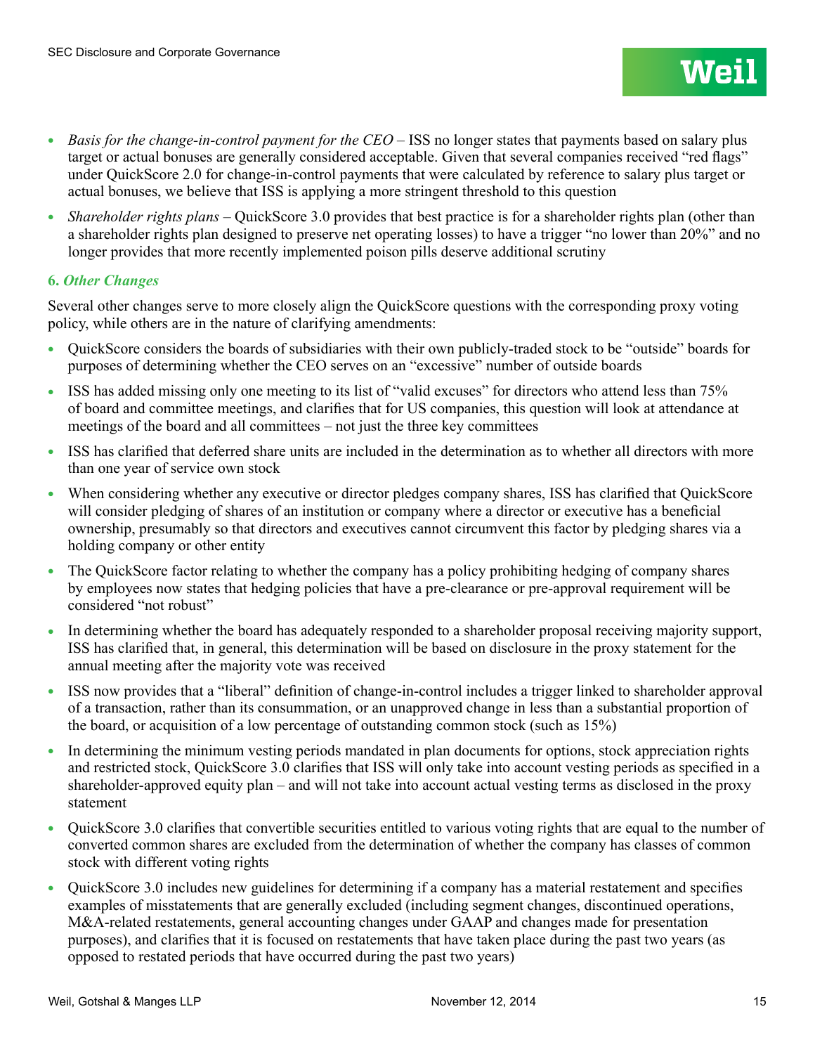- *Basis for the change-in-control payment for the CEO* – ISS no longer states that payments based on salary plus target or actual bonuses are generally considered acceptable. Given that several companies received "red flags" under QuickScore 2.0 for change-in-control payments that were calculated by reference to salary plus target or actual bonuses, we believe that ISS is applying a more stringent threshold to this question
- *Shareholder rights plans* – QuickScore 3.0 provides that best practice is for a shareholder rights plan (other than a shareholder rights plan designed to preserve net operating losses) to have a trigger "no lower than 20%" and no longer provides that more recently implemented poison pills deserve additional scrutiny

### 6. *Other Changes*

Several other changes serve to more closely align the QuickScore questions with the corresponding proxy voting policy, while others are in the nature of clarifying amendments:

- QuickScore considers the boards of subsidiaries with their own publicly-traded stock to be "outside" boards for purposes of determining whether the CEO serves on an "excessive" number of outside boards
- ISS has added missing only one meeting to its list of "valid excuses" for directors who attend less than 75% of board and committee meetings, and clarifies that for US companies, this question will look at attendance at meetings of the board and all committees – not just the three key committees
- ISS has clarified that deferred share units are included in the determination as to whether all directors with more than one year of service own stock
- When considering whether any executive or director pledges company shares, ISS has clarified that QuickScore will consider pledging of shares of an institution or company where a director or executive has a beneficial ownership, presumably so that directors and executives cannot circumvent this factor by pledging shares via a holding company or other entity
- The QuickScore factor relating to whether the company has a policy prohibiting hedging of company shares by employees now states that hedging policies that have a pre-clearance or pre-approval requirement will be considered "not robust"
- In determining whether the board has adequately responded to a shareholder proposal receiving majority support, ISS has clarified that, in general, this determination will be based on disclosure in the proxy statement for the annual meeting after the majority vote was received
- ISS now provides that a "liberal" definition of change-in-control includes a trigger linked to shareholder approval of a transaction, rather than its consummation, or an unapproved change in less than a substantial proportion of the board, or acquisition of a low percentage of outstanding common stock (such as 15%)
- In determining the minimum vesting periods mandated in plan documents for options, stock appreciation rights and restricted stock, QuickScore 3.0 clarifies that ISS will only take into account vesting periods as specified in a shareholder-approved equity plan – and will not take into account actual vesting terms as disclosed in the proxy statement
- QuickScore 3.0 clarifies that convertible securities entitled to various voting rights that are equal to the number of converted common shares are excluded from the determination of whether the company has classes of common stock with different voting rights
- QuickScore 3.0 includes new guidelines for determining if a company has a material restatement and specifies examples of misstatements that are generally excluded (including segment changes, discontinued operations, M&A-related restatements, general accounting changes under GAAP and changes made for presentation purposes), and clarifies that it is focused on restatements that have taken place during the past two years (as opposed to restated periods that have occurred during the past two years)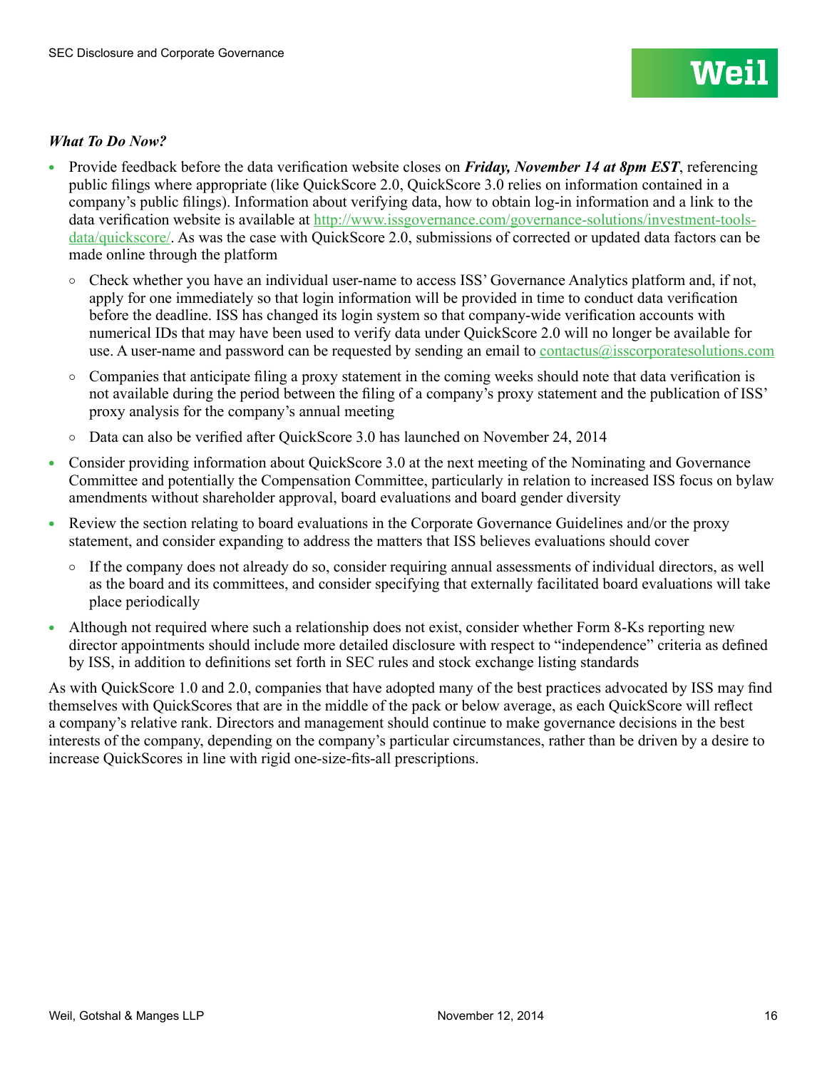***What To Do Now?***

- Provide feedback before the data verification website closes on ***Friday, November 14 at 8pm EST***, referencing public filings where appropriate (like QuickScore 2.0, QuickScore 3.0 relies on information contained in a company's public filings). Information about verifying data, how to obtain log-in information and a link to the data verification website is available at http://www.issgovernance.com/governance-solutions/investment-tools-data/quickscore/. As was the case with QuickScore 2.0, submissions of corrected or updated data factors can be made online through the platform
  - Check whether you have an individual user-name to access ISS' Governance Analytics platform and, if not, apply for one immediately so that login information will be provided in time to conduct data verification before the deadline. ISS has changed its login system so that company-wide verification accounts with numerical IDs that may have been used to verify data under QuickScore 2.0 will no longer be available for use. A user-name and password can be requested by sending an email to contactus@isscorporatesolutions.com
  - Companies that anticipate filing a proxy statement in the coming weeks should note that data verification is not available during the period between the filing of a company's proxy statement and the publication of ISS' proxy analysis for the company's annual meeting
  - Data can also be verified after QuickScore 3.0 has launched on November 24, 2014
- Consider providing information about QuickScore 3.0 at the next meeting of the Nominating and Governance Committee and potentially the Compensation Committee, particularly in relation to increased ISS focus on bylaw amendments without shareholder approval, board evaluations and board gender diversity
- Review the section relating to board evaluations in the Corporate Governance Guidelines and/or the proxy statement, and consider expanding to address the matters that ISS believes evaluations should cover
  - If the company does not already do so, consider requiring annual assessments of individual directors, as well as the board and its committees, and consider specifying that externally facilitated board evaluations will take place periodically
- Although not required where such a relationship does not exist, consider whether Form 8-Ks reporting new director appointments should include more detailed disclosure with respect to "independence" criteria as defined by ISS, in addition to definitions set forth in SEC rules and stock exchange listing standards

As with QuickScore 1.0 and 2.0, companies that have adopted many of the best practices advocated by ISS may find themselves with QuickScores that are in the middle of the pack or below average, as each QuickScore will reflect a company's relative rank. Directors and management should continue to make governance decisions in the best interests of the company, depending on the company's particular circumstances, rather than be driven by a desire to increase QuickScores in line with rigid one-size-fits-all prescriptions.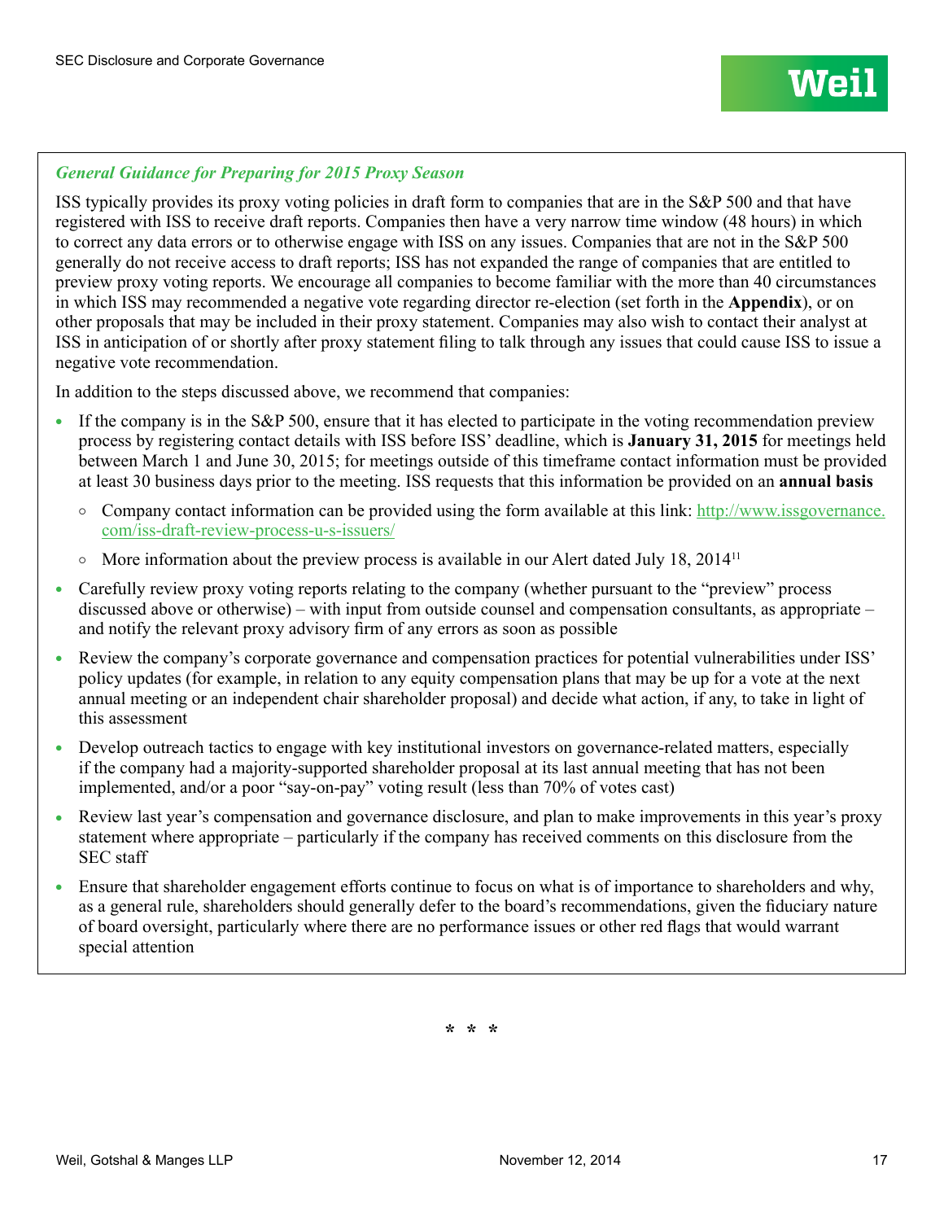### *General Guidance for Preparing for 2015 Proxy Season*

ISS typically provides its proxy voting policies in draft form to companies that are in the S&P 500 and that have registered with ISS to receive draft reports. Companies then have a very narrow time window (48 hours) in which to correct any data errors or to otherwise engage with ISS on any issues. Companies that are not in the S&P 500 generally do not receive access to draft reports; ISS has not expanded the range of companies that are entitled to preview proxy voting reports. We encourage all companies to become familiar with the more than 40 circumstances in which ISS may recommended a negative vote regarding director re-election (set forth in the **Appendix**), or on other proposals that may be included in their proxy statement. Companies may also wish to contact their analyst at ISS in anticipation of or shortly after proxy statement filing to talk through any issues that could cause ISS to issue a negative vote recommendation.

In addition to the steps discussed above, we recommend that companies:

- If the company is in the S&P 500, ensure that it has elected to participate in the voting recommendation preview process by registering contact details with ISS before ISS' deadline, which is **January 31, 2015** for meetings held between March 1 and June 30, 2015; for meetings outside of this timeframe contact information must be provided at least 30 business days prior to the meeting. ISS requests that this information be provided on an **annual basis**
  - Company contact information can be provided using the form available at this link: [http://www.issgovernance.com/iss-draft-review-process-u-s-issuers/](http://www.issgovernance.com/iss-draft-review-process-u-s-issuers/)
  - More information about the preview process is available in our Alert dated July 18, 2014[11]
- Carefully review proxy voting reports relating to the company (whether pursuant to the "preview" process discussed above or otherwise) – with input from outside counsel and compensation consultants, as appropriate – and notify the relevant proxy advisory firm of any errors as soon as possible
- Review the company's corporate governance and compensation practices for potential vulnerabilities under ISS' policy updates (for example, in relation to any equity compensation plans that may be up for a vote at the next annual meeting or an independent chair shareholder proposal) and decide what action, if any, to take in light of this assessment
- Develop outreach tactics to engage with key institutional investors on governance-related matters, especially if the company had a majority-supported shareholder proposal at its last annual meeting that has not been implemented, and/or a poor "say-on-pay" voting result (less than 70% of votes cast)
- Review last year's compensation and governance disclosure, and plan to make improvements in this year's proxy statement where appropriate – particularly if the company has received comments on this disclosure from the SEC staff
- Ensure that shareholder engagement efforts continue to focus on what is of importance to shareholders and why, as a general rule, shareholders should generally defer to the board's recommendations, given the fiduciary nature of board oversight, particularly where there are no performance issues or other red flags that would warrant special attention

\* \* \*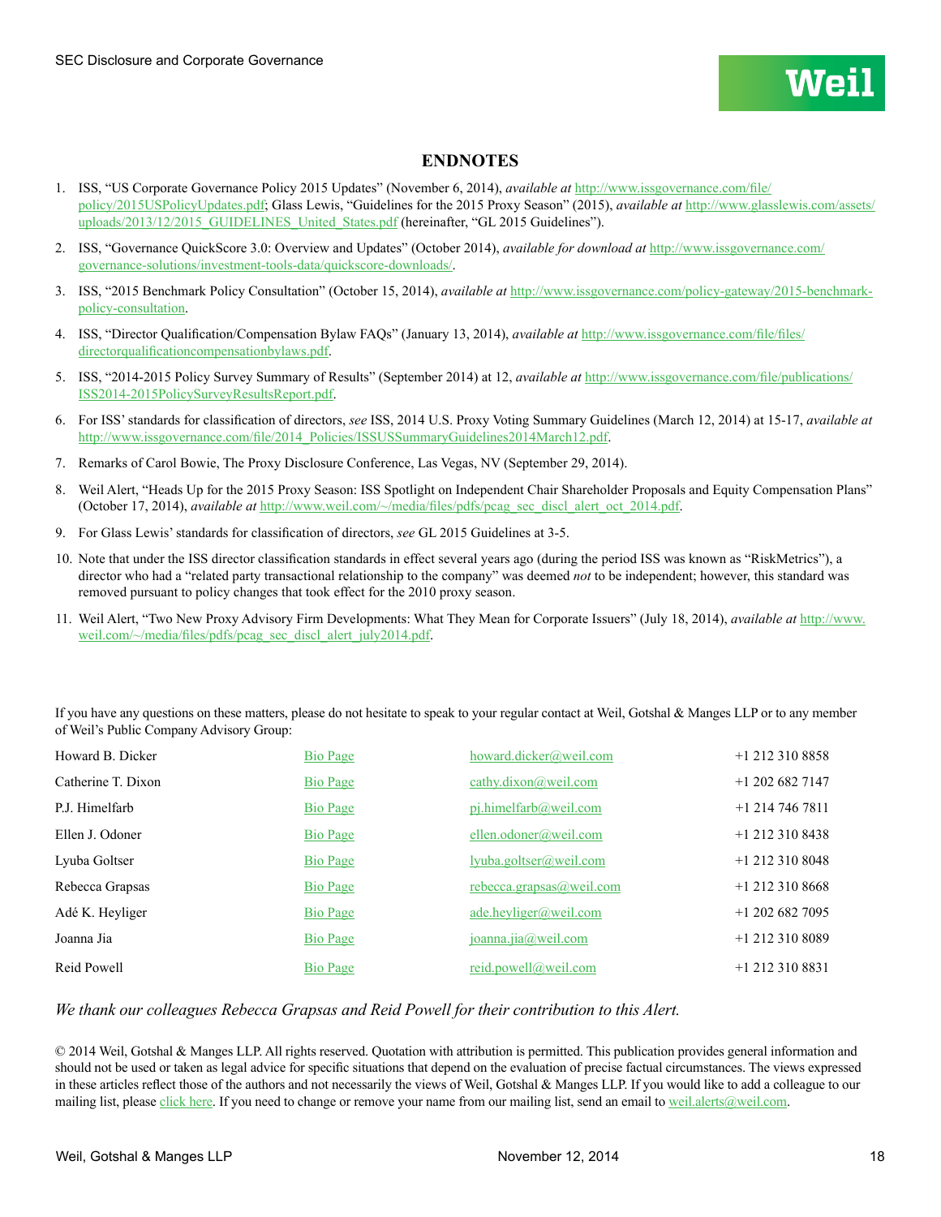## ENDNOTES

1. ISS, "US Corporate Governance Policy 2015 Updates" (November 6, 2014), *available at* http://www.issgovernance.com/file/policy/2015USPolicyUpdates.pdf; Glass Lewis, "Guidelines for the 2015 Proxy Season" (2015), *available at* http://www.glasslewis.com/assets/uploads/2013/12/2015_GUIDELINES_United_States.pdf (hereinafter, "GL 2015 Guidelines").
2. ISS, "Governance QuickScore 3.0: Overview and Updates" (October 2014), *available for download at* http://www.issgovernance.com/governance-solutions/investment-tools-data/quickscore-downloads/.
3. ISS, "2015 Benchmark Policy Consultation" (October 15, 2014), *available at* http://www.issgovernance.com/policy-gateway/2015-benchmark-policy-consultation.
4. ISS, "Director Qualification/Compensation Bylaw FAQs" (January 13, 2014), *available at* http://www.issgovernance.com/file/files/directorqualificationcompensationbylaws.pdf.
5. ISS, "2014-2015 Policy Survey Summary of Results" (September 2014) at 12, *available at* http://www.issgovernance.com/file/publications/ISS2014-2015PolicySurveyResultsReport.pdf.
6. For ISS' standards for classification of directors, *see* ISS, 2014 U.S. Proxy Voting Summary Guidelines (March 12, 2014) at 15-17, *available at* http://www.issgovernance.com/file/2014_Policies/ISSUSSummaryGuidelines2014March12.pdf.
7. Remarks of Carol Bowie, The Proxy Disclosure Conference, Las Vegas, NV (September 29, 2014).
8. Weil Alert, "Heads Up for the 2015 Proxy Season: ISS Spotlight on Independent Chair Shareholder Proposals and Equity Compensation Plans" (October 17, 2014), *available at* http://www.weil.com/~/media/files/pdfs/pcag_sec_discl_alert_oct_2014.pdf.
9. For Glass Lewis' standards for classification of directors, *see* GL 2015 Guidelines at 3-5.
10. Note that under the ISS director classification standards in effect several years ago (during the period ISS was known as "RiskMetrics"), a director who had a "related party transactional relationship to the company" was deemed *not* to be independent; however, this standard was removed pursuant to policy changes that took effect for the 2010 proxy season.
11. Weil Alert, "Two New Proxy Advisory Firm Developments: What They Mean for Corporate Issuers" (July 18, 2014), *available at* http://www.weil.com/~/media/files/pdfs/pcag_sec_discl_alert_july2014.pdf.

If you have any questions on these matters, please do not hesitate to speak to your regular contact at Weil, Gotshal & Manges LLP or to any member of Weil's Public Company Advisory Group:

| | | | |
|---|---|---|---|
| Howard B. Dicker | Bio Page | howard.dicker@weil.com | +1 212 310 8858 |
| Catherine T. Dixon | Bio Page | cathy.dixon@weil.com | +1 202 682 7147 |
| P.J. Himelfarb | Bio Page | pj.himelfarb@weil.com | +1 214 746 7811 |
| Ellen J. Odoner | Bio Page | ellen.odoner@weil.com | +1 212 310 8438 |
| Lyuba Goltser | Bio Page | lyuba.goltser@weil.com | +1 212 310 8048 |
| Rebecca Grapsas | Bio Page | rebecca.grapsas@weil.com | +1 212 310 8668 |
| Adé K. Heyliger | Bio Page | ade.heyliger@weil.com | +1 202 682 7095 |
| Joanna Jia | Bio Page | joanna.jia@weil.com | +1 212 310 8089 |
| Reid Powell | Bio Page | reid.powell@weil.com | +1 212 310 8831 |

*We thank our colleagues Rebecca Grapsas and Reid Powell for their contribution to this Alert.*

© 2014 Weil, Gotshal & Manges LLP. All rights reserved. Quotation with attribution is permitted. This publication provides general information and should not be used or taken as legal advice for specific situations that depend on the evaluation of precise factual circumstances. The views expressed in these articles reflect those of the authors and not necessarily the views of Weil, Gotshal & Manges LLP. If you would like to add a colleague to our mailing list, please click here. If you need to change or remove your name from our mailing list, send an email to weil.alerts@weil.com.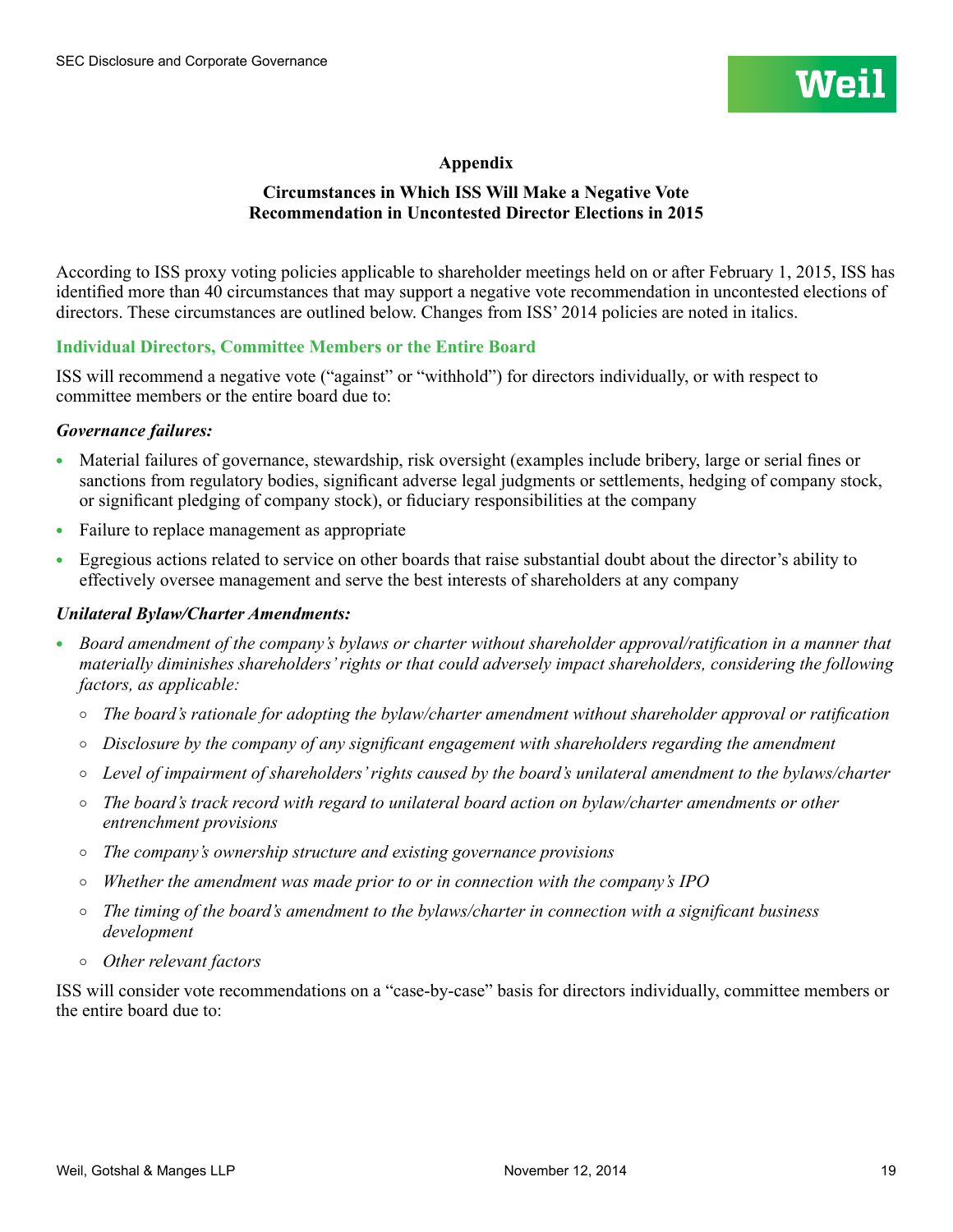## Appendix

### Circumstances in Which ISS Will Make a Negative Vote Recommendation in Uncontested Director Elections in 2015

According to ISS proxy voting policies applicable to shareholder meetings held on or after February 1, 2015, ISS has identified more than 40 circumstances that may support a negative vote recommendation in uncontested elections of directors. These circumstances are outlined below. Changes from ISS' 2014 policies are noted in italics.

### Individual Directors, Committee Members or the Entire Board

ISS will recommend a negative vote ("against" or "withhold") for directors individually, or with respect to committee members or the entire board due to:

***Governance failures:***

- Material failures of governance, stewardship, risk oversight (examples include bribery, large or serial fines or sanctions from regulatory bodies, significant adverse legal judgments or settlements, hedging of company stock, or significant pledging of company stock), or fiduciary responsibilities at the company
- Failure to replace management as appropriate
- Egregious actions related to service on other boards that raise substantial doubt about the director's ability to effectively oversee management and serve the best interests of shareholders at any company

***Unilateral Bylaw/Charter Amendments:***

- *Board amendment of the company's bylaws or charter without shareholder approval/ratification in a manner that materially diminishes shareholders' rights or that could adversely impact shareholders, considering the following factors, as applicable:*
  - *The board's rationale for adopting the bylaw/charter amendment without shareholder approval or ratification*
  - *Disclosure by the company of any significant engagement with shareholders regarding the amendment*
  - *Level of impairment of shareholders' rights caused by the board's unilateral amendment to the bylaws/charter*
  - *The board's track record with regard to unilateral board action on bylaw/charter amendments or other entrenchment provisions*
  - *The company's ownership structure and existing governance provisions*
  - *Whether the amendment was made prior to or in connection with the company's IPO*
  - *The timing of the board's amendment to the bylaws/charter in connection with a significant business development*
  - *Other relevant factors*

ISS will consider vote recommendations on a "case-by-case" basis for directors individually, committee members or the entire board due to: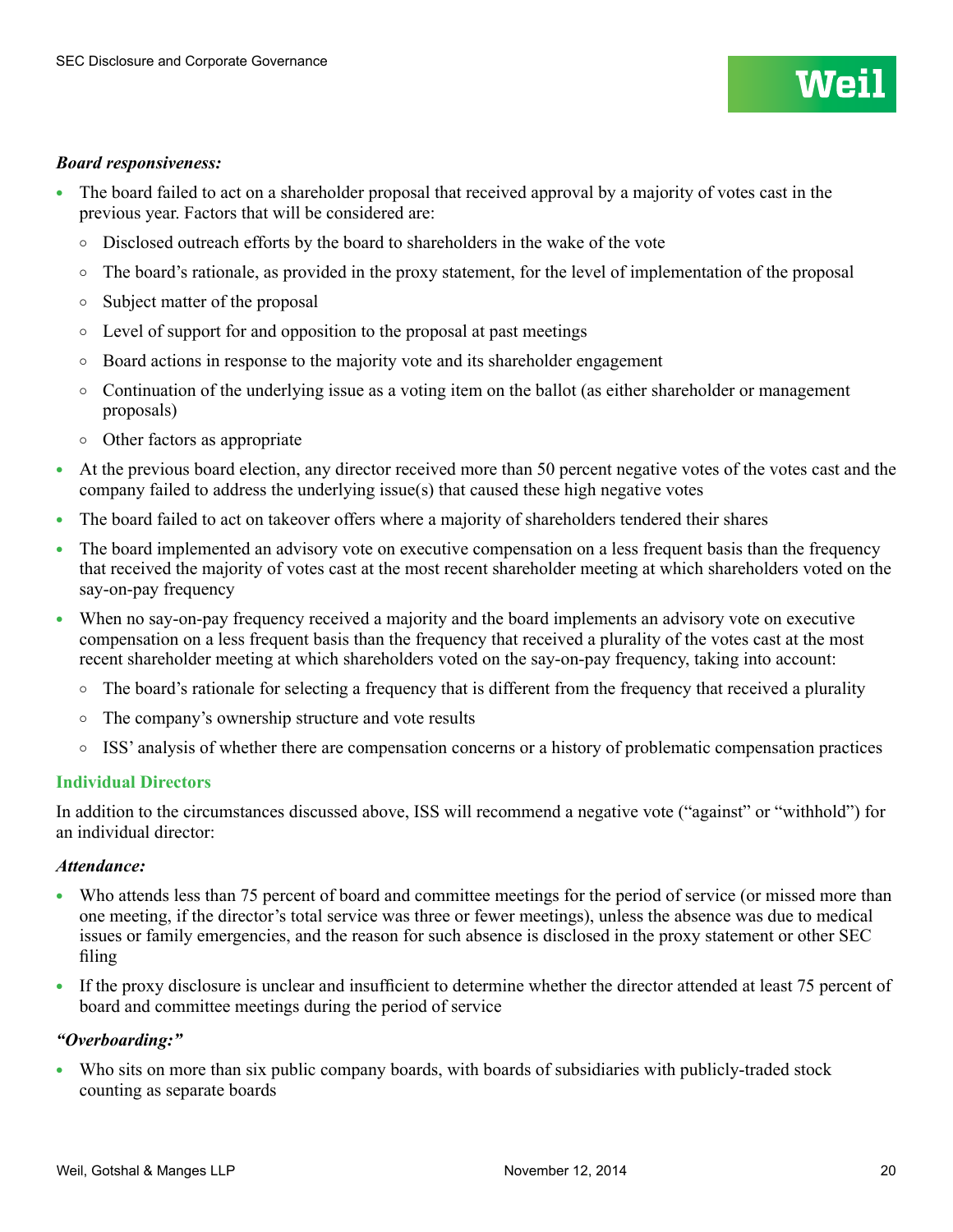***Board responsiveness:***

- The board failed to act on a shareholder proposal that received approval by a majority of votes cast in the previous year. Factors that will be considered are:
  - Disclosed outreach efforts by the board to shareholders in the wake of the vote
  - The board's rationale, as provided in the proxy statement, for the level of implementation of the proposal
  - Subject matter of the proposal
  - Level of support for and opposition to the proposal at past meetings
  - Board actions in response to the majority vote and its shareholder engagement
  - Continuation of the underlying issue as a voting item on the ballot (as either shareholder or management proposals)
  - Other factors as appropriate
- At the previous board election, any director received more than 50 percent negative votes of the votes cast and the company failed to address the underlying issue(s) that caused these high negative votes
- The board failed to act on takeover offers where a majority of shareholders tendered their shares
- The board implemented an advisory vote on executive compensation on a less frequent basis than the frequency that received the majority of votes cast at the most recent shareholder meeting at which shareholders voted on the say-on-pay frequency
- When no say-on-pay frequency received a majority and the board implements an advisory vote on executive compensation on a less frequent basis than the frequency that received a plurality of the votes cast at the most recent shareholder meeting at which shareholders voted on the say-on-pay frequency, taking into account:
  - The board's rationale for selecting a frequency that is different from the frequency that received a plurality
  - The company's ownership structure and vote results
  - ISS' analysis of whether there are compensation concerns or a history of problematic compensation practices

## Individual Directors

In addition to the circumstances discussed above, ISS will recommend a negative vote ("against" or "withhold") for an individual director:

***Attendance:***

- Who attends less than 75 percent of board and committee meetings for the period of service (or missed more than one meeting, if the director's total service was three or fewer meetings), unless the absence was due to medical issues or family emergencies, and the reason for such absence is disclosed in the proxy statement or other SEC filing
- If the proxy disclosure is unclear and insufficient to determine whether the director attended at least 75 percent of board and committee meetings during the period of service

***"Overboarding:"***

- Who sits on more than six public company boards, with boards of subsidiaries with publicly-traded stock counting as separate boards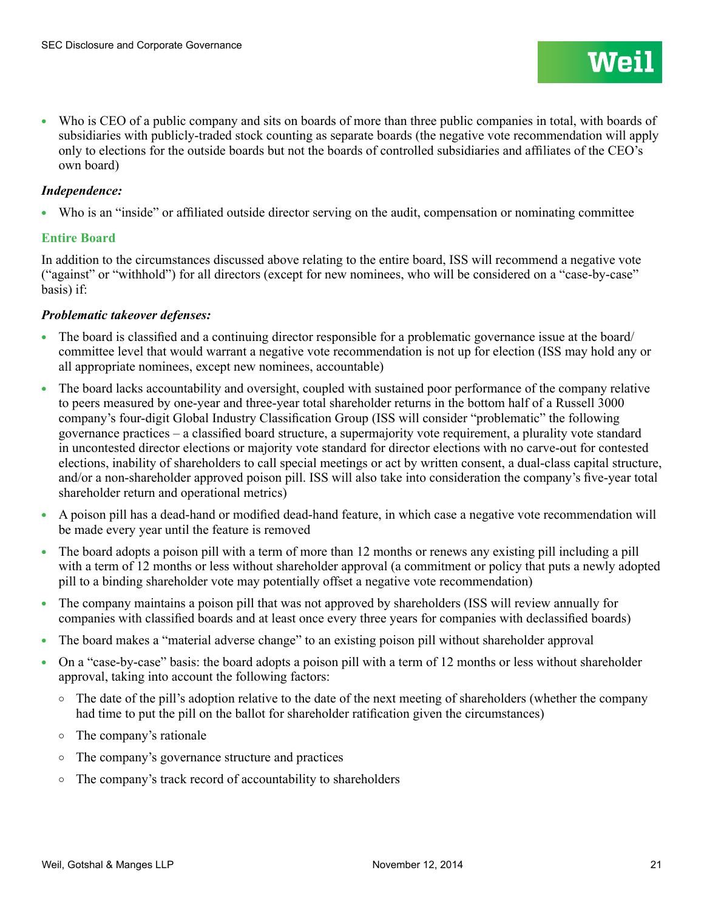- Who is CEO of a public company and sits on boards of more than three public companies in total, with boards of subsidiaries with publicly-traded stock counting as separate boards (the negative vote recommendation will apply only to elections for the outside boards but not the boards of controlled subsidiaries and affiliates of the CEO's own board)

***Independence:***

- Who is an "inside" or affiliated outside director serving on the audit, compensation or nominating committee

### Entire Board

In addition to the circumstances discussed above relating to the entire board, ISS will recommend a negative vote ("against" or "withhold") for all directors (except for new nominees, who will be considered on a "case-by-case" basis) if:

***Problematic takeover defenses:***

- The board is classified and a continuing director responsible for a problematic governance issue at the board/committee level that would warrant a negative vote recommendation is not up for election (ISS may hold any or all appropriate nominees, except new nominees, accountable)
- The board lacks accountability and oversight, coupled with sustained poor performance of the company relative to peers measured by one-year and three-year total shareholder returns in the bottom half of a Russell 3000 company's four-digit Global Industry Classification Group (ISS will consider "problematic" the following governance practices – a classified board structure, a supermajority vote requirement, a plurality vote standard in uncontested director elections or majority vote standard for director elections with no carve-out for contested elections, inability of shareholders to call special meetings or act by written consent, a dual-class capital structure, and/or a non-shareholder approved poison pill. ISS will also take into consideration the company's five-year total shareholder return and operational metrics)
- A poison pill has a dead-hand or modified dead-hand feature, in which case a negative vote recommendation will be made every year until the feature is removed
- The board adopts a poison pill with a term of more than 12 months or renews any existing pill including a pill with a term of 12 months or less without shareholder approval (a commitment or policy that puts a newly adopted pill to a binding shareholder vote may potentially offset a negative vote recommendation)
- The company maintains a poison pill that was not approved by shareholders (ISS will review annually for companies with classified boards and at least once every three years for companies with declassified boards)
- The board makes a "material adverse change" to an existing poison pill without shareholder approval
- On a "case-by-case" basis: the board adopts a poison pill with a term of 12 months or less without shareholder approval, taking into account the following factors:
  - The date of the pill's adoption relative to the date of the next meeting of shareholders (whether the company had time to put the pill on the ballot for shareholder ratification given the circumstances)
  - The company's rationale
  - The company's governance structure and practices
  - The company's track record of accountability to shareholders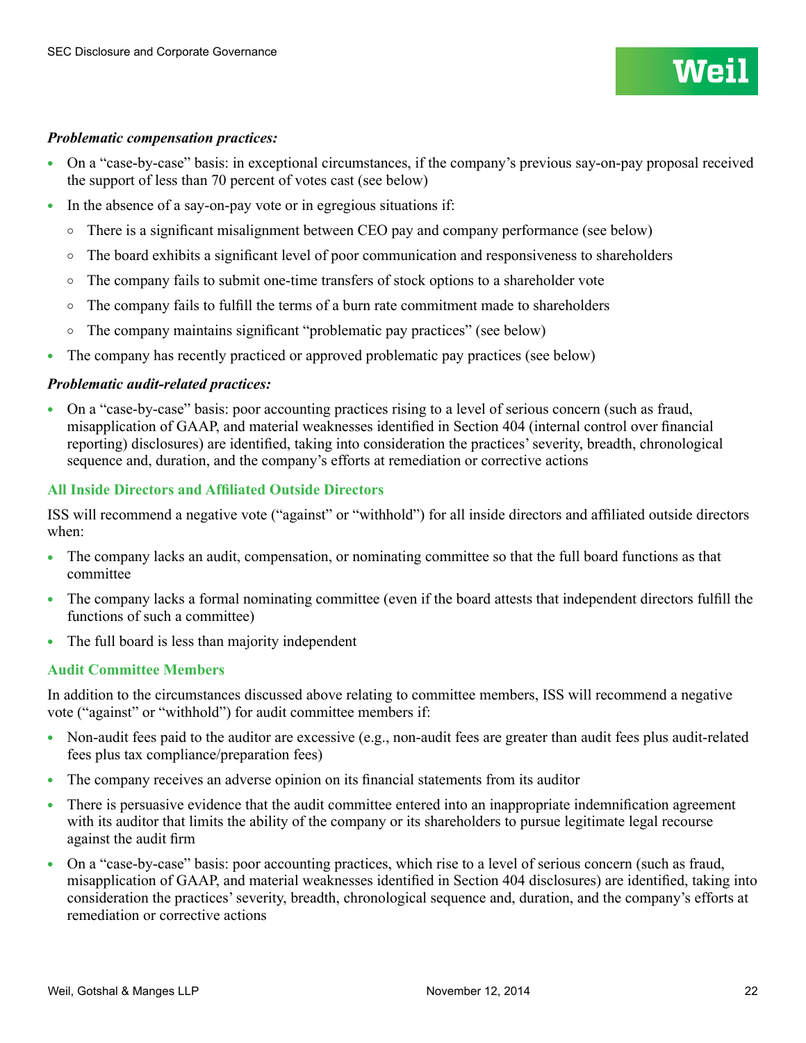***Problematic compensation practices:***

- On a "case-by-case" basis: in exceptional circumstances, if the company's previous say-on-pay proposal received the support of less than 70 percent of votes cast (see below)
- In the absence of a say-on-pay vote or in egregious situations if:
  - There is a significant misalignment between CEO pay and company performance (see below)
  - The board exhibits a significant level of poor communication and responsiveness to shareholders
  - The company fails to submit one-time transfers of stock options to a shareholder vote
  - The company fails to fulfill the terms of a burn rate commitment made to shareholders
  - The company maintains significant "problematic pay practices" (see below)
- The company has recently practiced or approved problematic pay practices (see below)

***Problematic audit-related practices:***

- On a "case-by-case" basis: poor accounting practices rising to a level of serious concern (such as fraud, misapplication of GAAP, and material weaknesses identified in Section 404 (internal control over financial reporting) disclosures) are identified, taking into consideration the practices' severity, breadth, chronological sequence and, duration, and the company's efforts at remediation or corrective actions

### All Inside Directors and Affiliated Outside Directors

ISS will recommend a negative vote ("against" or "withhold") for all inside directors and affiliated outside directors when:

- The company lacks an audit, compensation, or nominating committee so that the full board functions as that committee
- The company lacks a formal nominating committee (even if the board attests that independent directors fulfill the functions of such a committee)
- The full board is less than majority independent

### Audit Committee Members

In addition to the circumstances discussed above relating to committee members, ISS will recommend a negative vote ("against" or "withhold") for audit committee members if:

- Non-audit fees paid to the auditor are excessive (e.g., non-audit fees are greater than audit fees plus audit-related fees plus tax compliance/preparation fees)
- The company receives an adverse opinion on its financial statements from its auditor
- There is persuasive evidence that the audit committee entered into an inappropriate indemnification agreement with its auditor that limits the ability of the company or its shareholders to pursue legitimate legal recourse against the audit firm
- On a "case-by-case" basis: poor accounting practices, which rise to a level of serious concern (such as fraud, misapplication of GAAP, and material weaknesses identified in Section 404 disclosures) are identified, taking into consideration the practices' severity, breadth, chronological sequence and, duration, and the company's efforts at remediation or corrective actions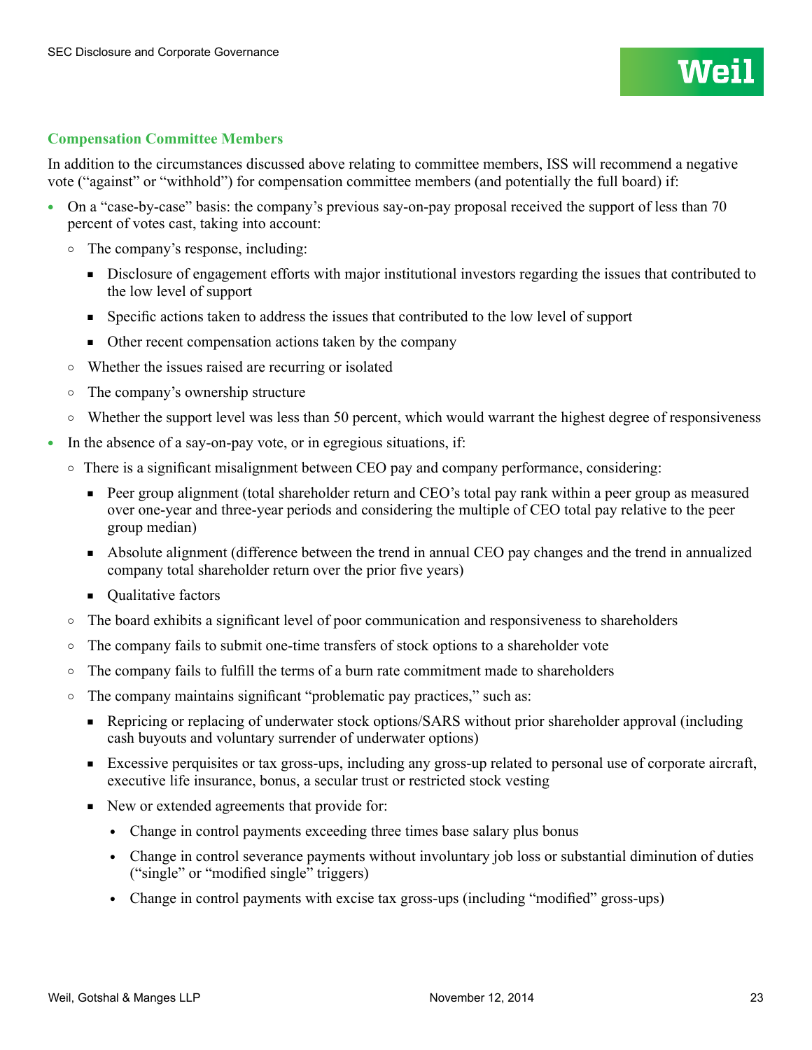### Compensation Committee Members

In addition to the circumstances discussed above relating to committee members, ISS will recommend a negative vote ("against" or "withhold") for compensation committee members (and potentially the full board) if:

- On a "case-by-case" basis: the company's previous say-on-pay proposal received the support of less than 70 percent of votes cast, taking into account:
  - The company's response, including:
    - Disclosure of engagement efforts with major institutional investors regarding the issues that contributed to the low level of support
    - Specific actions taken to address the issues that contributed to the low level of support
    - Other recent compensation actions taken by the company
  - Whether the issues raised are recurring or isolated
  - The company's ownership structure
  - Whether the support level was less than 50 percent, which would warrant the highest degree of responsiveness
- In the absence of a say-on-pay vote, or in egregious situations, if:
  - There is a significant misalignment between CEO pay and company performance, considering:
    - Peer group alignment (total shareholder return and CEO's total pay rank within a peer group as measured over one-year and three-year periods and considering the multiple of CEO total pay relative to the peer group median)
    - Absolute alignment (difference between the trend in annual CEO pay changes and the trend in annualized company total shareholder return over the prior five years)
    - Qualitative factors
  - The board exhibits a significant level of poor communication and responsiveness to shareholders
  - The company fails to submit one-time transfers of stock options to a shareholder vote
  - The company fails to fulfill the terms of a burn rate commitment made to shareholders
  - The company maintains significant "problematic pay practices," such as:
    - Repricing or replacing of underwater stock options/SARS without prior shareholder approval (including cash buyouts and voluntary surrender of underwater options)
    - Excessive perquisites or tax gross-ups, including any gross-up related to personal use of corporate aircraft, executive life insurance, bonus, a secular trust or restricted stock vesting
    - New or extended agreements that provide for:
      - Change in control payments exceeding three times base salary plus bonus
      - Change in control severance payments without involuntary job loss or substantial diminution of duties ("single" or "modified single" triggers)
      - Change in control payments with excise tax gross-ups (including "modified" gross-ups)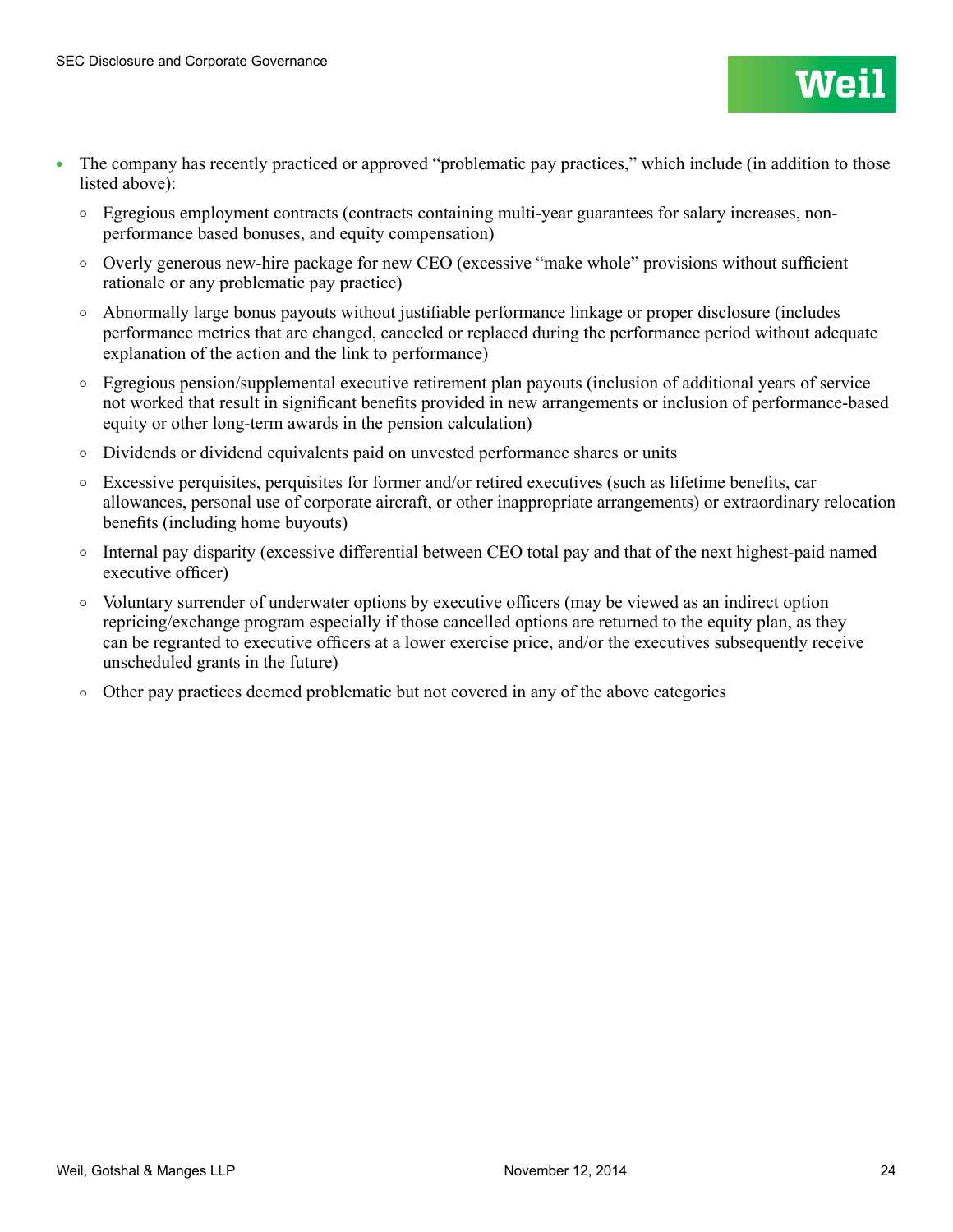- The company has recently practiced or approved "problematic pay practices," which include (in addition to those listed above):
  - Egregious employment contracts (contracts containing multi-year guarantees for salary increases, non-performance based bonuses, and equity compensation)
  - Overly generous new-hire package for new CEO (excessive "make whole" provisions without sufficient rationale or any problematic pay practice)
  - Abnormally large bonus payouts without justifiable performance linkage or proper disclosure (includes performance metrics that are changed, canceled or replaced during the performance period without adequate explanation of the action and the link to performance)
  - Egregious pension/supplemental executive retirement plan payouts (inclusion of additional years of service not worked that result in significant benefits provided in new arrangements or inclusion of performance-based equity or other long-term awards in the pension calculation)
  - Dividends or dividend equivalents paid on unvested performance shares or units
  - Excessive perquisites, perquisites for former and/or retired executives (such as lifetime benefits, car allowances, personal use of corporate aircraft, or other inappropriate arrangements) or extraordinary relocation benefits (including home buyouts)
  - Internal pay disparity (excessive differential between CEO total pay and that of the next highest-paid named executive officer)
  - Voluntary surrender of underwater options by executive officers (may be viewed as an indirect option repricing/exchange program especially if those cancelled options are returned to the equity plan, as they can be regranted to executive officers at a lower exercise price, and/or the executives subsequently receive unscheduled grants in the future)
  - Other pay practices deemed problematic but not covered in any of the above categories